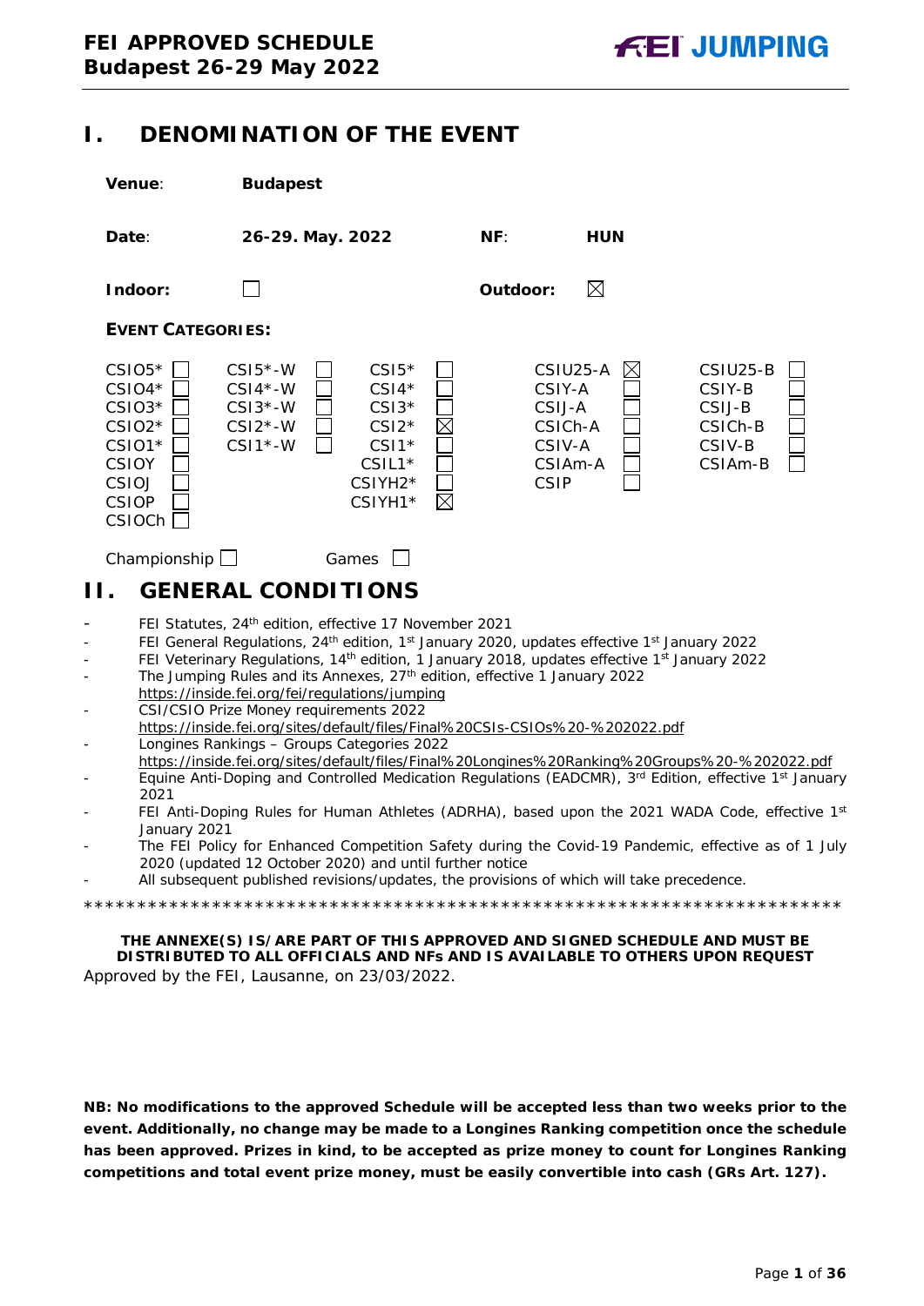**FEI APPROVED SCHEDULE**
**Budapest 26-29 May 2022**

# I. DENOMINATION OF THE EVENT

**Venue**: **Budapest**

**Date**: **26-29. May. 2022** **NF**: **HUN**

**Indoor**: ☐ **Outdoor**: ☒

**EVENT CATEGORIES:**

| | | | | |
|---|---|---|---|---|
| CSIO5* ☐ | CSI5*-W ☐ | CSI5* ☐ | CSIU25-A ☒ | CSIU25-B ☐ |
| CSIO4* ☐ | CSI4*-W ☐ | CSI4* ☐ | CSIY-A ☐ | CSIY-B ☐ |
| CSIO3* ☐ | CSI3*-W ☐ | CSI3* ☐ | CSIJ-A ☐ | CSIJ-B ☐ |
| CSIO2* ☐ | CSI2*-W ☐ | CSI2* ☒ | CSICh-A ☐ | CSICh-B ☐ |
| CSIO1* ☐ | CSI1*-W ☐ | CSI1* ☐ | CSIV-A ☐ | CSIV-B ☐ |
| CSIOY ☐ | | CSIL1* ☐ | CSIAm-A ☐ | CSIAm-B ☐ |
| CSIOJ ☐ | | CSIYH2* ☐ | CSIP ☐ | |
| CSIOP ☐ | | CSIYH1* ☒ | | |
| CSIOCh ☐ | | | | |

Championship ☐ Games ☐

# II. GENERAL CONDITIONS

- FEI Statutes, 24th edition, effective 17 November 2021
- FEI General Regulations, 24th edition, 1st January 2020, updates effective 1st January 2022
- FEI Veterinary Regulations, 14th edition, 1 January 2018, updates effective 1st January 2022
- The Jumping Rules and its Annexes, 27th edition, effective 1 January 2022
  https://inside.fei.org/fei/regulations/jumping
- CSI/CSIO Prize Money requirements 2022
  https://inside.fei.org/sites/default/files/Final%20CSIs-CSIOs%20-%202022.pdf
- Longines Rankings – Groups Categories 2022
  https://inside.fei.org/sites/default/files/Final%20Longines%20Ranking%20Groups%20-%202022.pdf
- Equine Anti-Doping and Controlled Medication Regulations (EADCMR), 3rd Edition, effective 1st January 2021
- FEI Anti-Doping Rules for Human Athletes (ADRHA), based upon the 2021 WADA Code, effective 1st January 2021
- The FEI Policy for Enhanced Competition Safety during the Covid-19 Pandemic, effective as of 1 July 2020 (updated 12 October 2020) and until further notice
- All subsequent published revisions/updates, the provisions of which will take precedence.

**************************************************************************

**THE ANNEXE(S) IS/ARE PART OF THIS APPROVED AND SIGNED SCHEDULE AND MUST BE DISTRIBUTED TO ALL OFFICIALS AND NFs AND IS AVAILABLE TO OTHERS UPON REQUEST**

Approved by the FEI, Lausanne, on 23/03/2022.

**NB: No modifications to the approved Schedule will be accepted less than two weeks prior to the event. Additionally, no change may be made to a Longines Ranking competition once the schedule has been approved. Prizes in kind, to be accepted as prize money to count for Longines Ranking competitions and total event prize money, must be easily convertible into cash (GRs Art. 127).**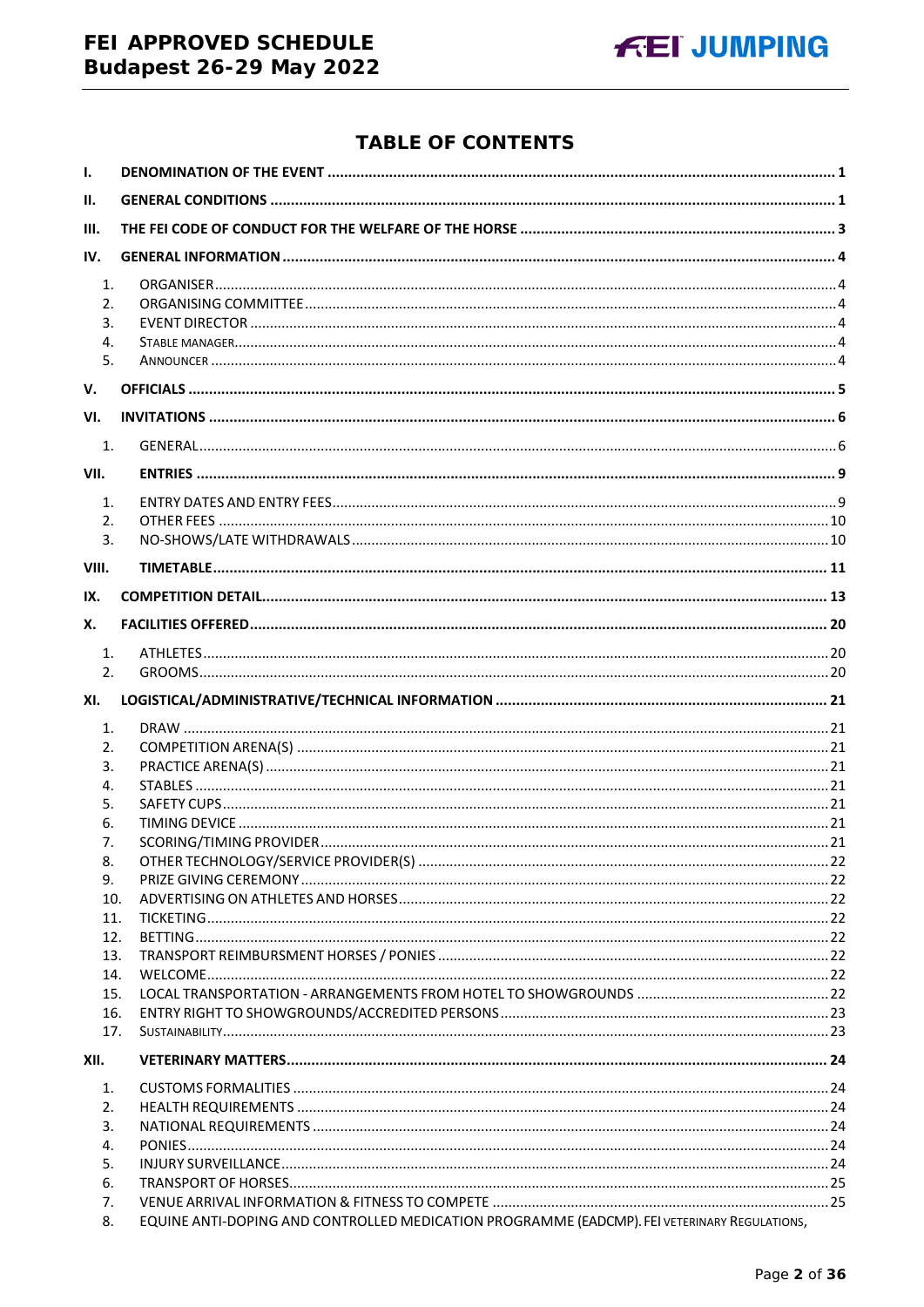# TABLE OF CONTENTS

**I. DENOMINATION OF THE EVENT** ..... 1

**II. GENERAL CONDITIONS** ..... 1

**III. THE FEI CODE OF CONDUCT FOR THE WELFARE OF THE HORSE** ..... 3

**IV. GENERAL INFORMATION** ..... 4

1. ORGANISER ..... 4
2. ORGANISING COMMITTEE ..... 4
3. EVENT DIRECTOR ..... 4
4. STABLE MANAGER ..... 4
5. ANNOUNCER ..... 4

**V. OFFICIALS** ..... 5

**VI. INVITATIONS** ..... 6

1. GENERAL ..... 6

**VII. ENTRIES** ..... 9

1. ENTRY DATES AND ENTRY FEES ..... 9
2. OTHER FEES ..... 10
3. NO-SHOWS/LATE WITHDRAWALS ..... 10

**VIII. TIMETABLE** ..... 11

**IX. COMPETITION DETAIL** ..... 13

**X. FACILITIES OFFERED** ..... 20

1. ATHLETES ..... 20
2. GROOMS ..... 20

**XI. LOGISTICAL/ADMINISTRATIVE/TECHNICAL INFORMATION** ..... 21

1. DRAW ..... 21
2. COMPETITION ARENA(S) ..... 21
3. PRACTICE ARENA(S) ..... 21
4. STABLES ..... 21
5. SAFETY CUPS ..... 21
6. TIMING DEVICE ..... 21
7. SCORING/TIMING PROVIDER ..... 21
8. OTHER TECHNOLOGY/SERVICE PROVIDER(S) ..... 22
9. PRIZE GIVING CEREMONY ..... 22
10. ADVERTISING ON ATHLETES AND HORSES ..... 22
11. TICKETING ..... 22
12. BETTING ..... 22
13. TRANSPORT REIMBURSMENT HORSES / PONIES ..... 22
14. WELCOME ..... 22
15. LOCAL TRANSPORTATION - ARRANGEMENTS FROM HOTEL TO SHOWGROUNDS ..... 22
16. ENTRY RIGHT TO SHOWGROUNDS/ACCREDITED PERSONS ..... 23
17. SUSTAINABILITY ..... 23

**XII. VETERINARY MATTERS** ..... 24

1. CUSTOMS FORMALITIES ..... 24
2. HEALTH REQUIREMENTS ..... 24
3. NATIONAL REQUIREMENTS ..... 24
4. PONIES ..... 24
5. INJURY SURVEILLANCE ..... 24
6. TRANSPORT OF HORSES ..... 25
7. VENUE ARRIVAL INFORMATION & FITNESS TO COMPETE ..... 25
8. EQUINE ANTI-DOPING AND CONTROLLED MEDICATION PROGRAMME (EADCMP). FEI VETERINARY REGULATIONS,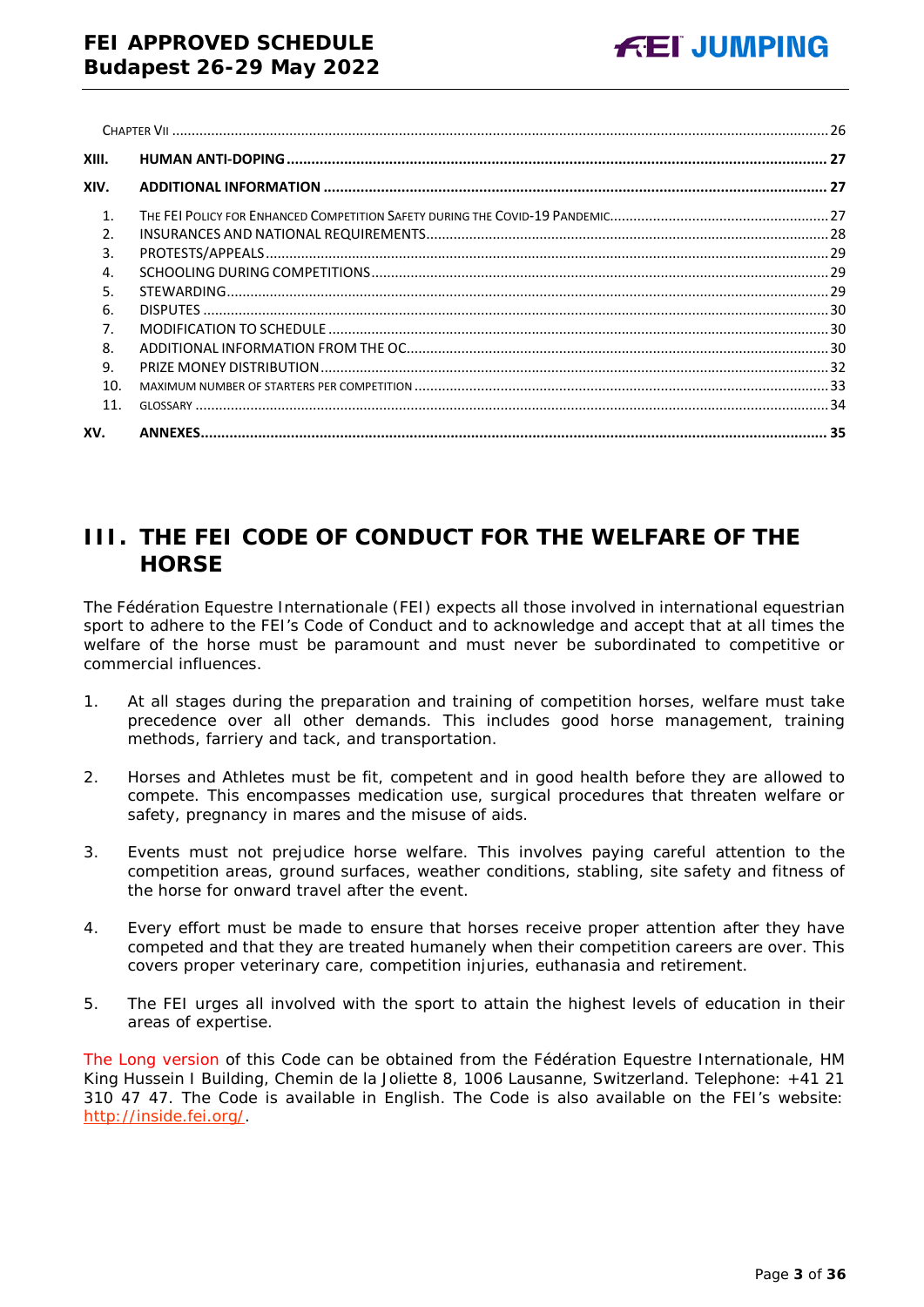Chapter VII ........ 26

**XIII. HUMAN ANTI-DOPING** ........ **27**

**XIV. ADDITIONAL INFORMATION** ........ **27**

1. The FEI Policy for Enhanced Competition Safety during the COVID-19 Pandemic ........ 27
2. INSURANCES AND NATIONAL REQUIREMENTS ........ 28
3. PROTESTS/APPEALS ........ 29
4. SCHOOLING DURING COMPETITIONS ........ 29
5. STEWARDING ........ 29
6. DISPUTES ........ 30
7. MODIFICATION TO SCHEDULE ........ 30
8. ADDITIONAL INFORMATION FROM THE OC ........ 30
9. PRIZE MONEY DISTRIBUTION ........ 32
10. MAXIMUM NUMBER OF STARTERS PER COMPETITION ........ 33
11. GLOSSARY ........ 34

**XV. ANNEXES** ........ **35**

# III. THE FEI CODE OF CONDUCT FOR THE WELFARE OF THE HORSE

The Fédération Equestre Internationale (FEI) expects all those involved in international equestrian sport to adhere to the FEI's Code of Conduct and to acknowledge and accept that at all times the welfare of the horse must be paramount and must never be subordinated to competitive or commercial influences.

1. At all stages during the preparation and training of competition horses, welfare must take precedence over all other demands. This includes good horse management, training methods, farriery and tack, and transportation.

2. Horses and Athletes must be fit, competent and in good health before they are allowed to compete. This encompasses medication use, surgical procedures that threaten welfare or safety, pregnancy in mares and the misuse of aids.

3. Events must not prejudice horse welfare. This involves paying careful attention to the competition areas, ground surfaces, weather conditions, stabling, site safety and fitness of the horse for onward travel after the event.

4. Every effort must be made to ensure that horses receive proper attention after they have competed and that they are treated humanely when their competition careers are over. This covers proper veterinary care, competition injuries, euthanasia and retirement.

5. The FEI urges all involved with the sport to attain the highest levels of education in their areas of expertise.

The Long version of this Code can be obtained from the Fédération Equestre Internationale, HM King Hussein I Building, Chemin de la Joliette 8, 1006 Lausanne, Switzerland. Telephone: +41 21 310 47 47. The Code is available in English. The Code is also available on the FEI's website: http://inside.fei.org/.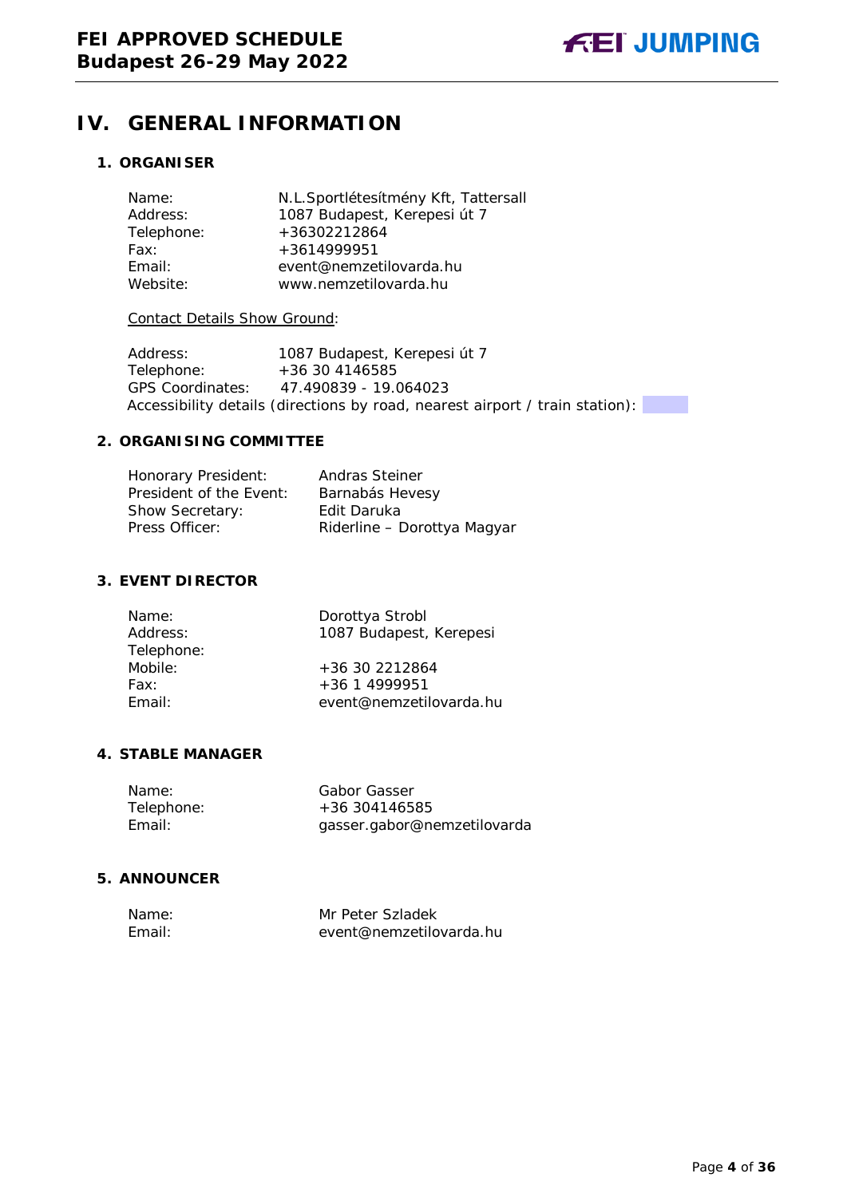## IV. GENERAL INFORMATION

### 1. ORGANISER

Name: N.L.Sportlétesítmény Kft, Tattersall
Address: 1087 Budapest, Kerepesi út 7
Telephone: +36302212864
Fax: +3614999951
Email: event@nemzetilovarda.hu
Website: www.nemzetilovarda.hu

Contact Details Show Ground:

Address: 1087 Budapest, Kerepesi út 7
Telephone: +36 30 4146585
GPS Coordinates: 47.490839 - 19.064023
Accessibility details (directions by road, nearest airport / train station):

### 2. ORGANISING COMMITTEE

Honorary President: Andras Steiner
President of the Event: Barnabás Hevesy
Show Secretary: Edit Daruka
Press Officer: Riderline – Dorottya Magyar

### 3. EVENT DIRECTOR

Name: Dorottya Strobl
Address: 1087 Budapest, Kerepesi
Telephone:
Mobile: +36 30 2212864
Fax: +36 1 4999951
Email: event@nemzetilovarda.hu

### 4. STABLE MANAGER

Name: Gabor Gasser
Telephone: +36 304146585
Email: gasser.gabor@nemzetilovarda

### 5. ANNOUNCER

Name: Mr Peter Szladek
Email: event@nemzetilovarda.hu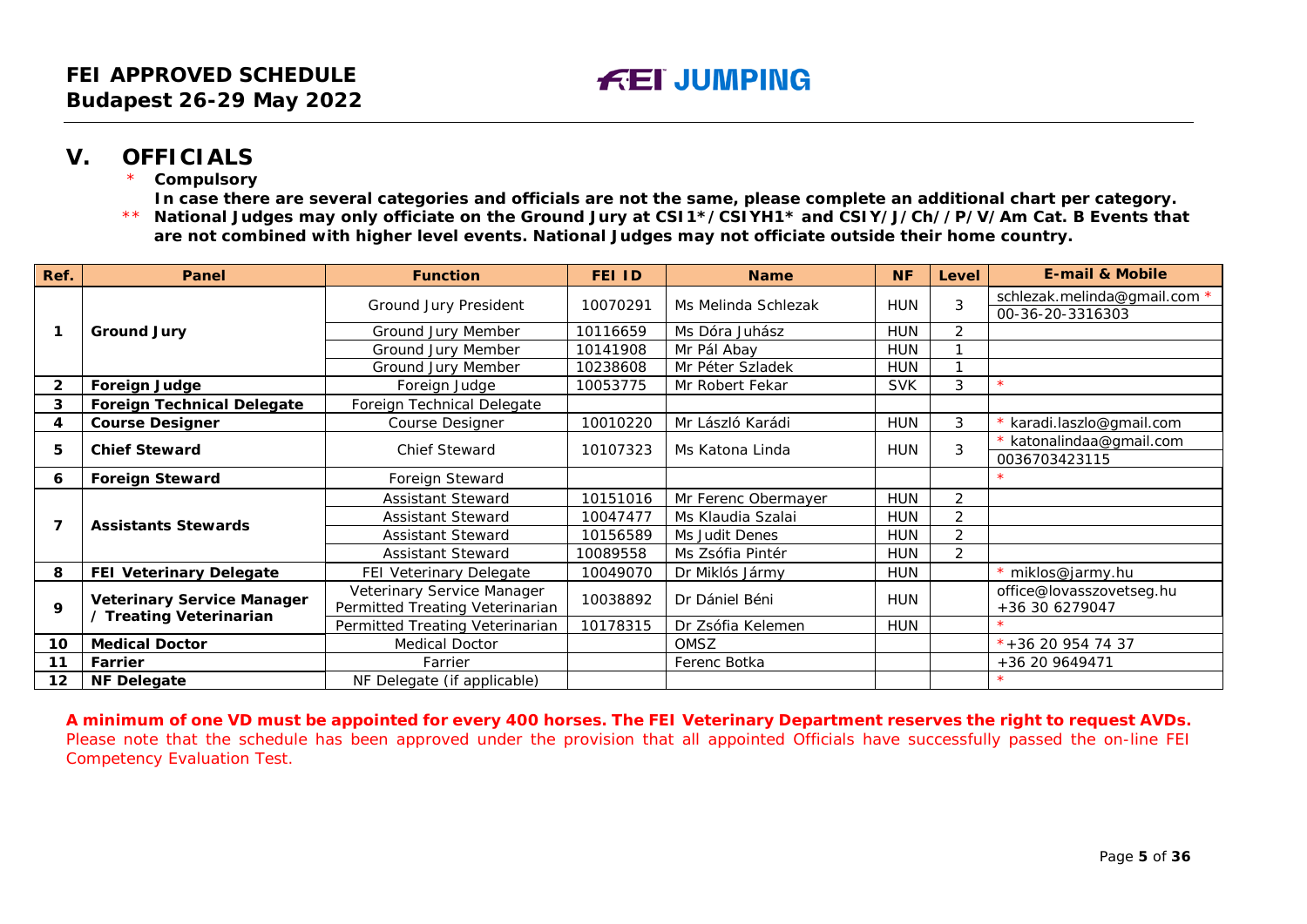## V. OFFICIALS

\* **Compulsory**

**In case there are several categories and officials are not the same, please complete an additional chart per category.**

\*\* **National Judges may only officiate on the Ground Jury at CSI1*/CSIYH1* and CSIY/J/Ch//P/V/Am Cat. B Events that are not combined with higher level events. National Judges may not officiate outside their home country.**

| Ref. | Panel | Function | FEI ID | Name | NF | Level | E-mail & Mobile |
|---|---|---|---|---|---|---|---|
| 1 | Ground Jury | Ground Jury President | 10070291 | Ms Melinda Schlezak | HUN | 3 | schlezak.melinda@gmail.com * 00-36-20-3316303 |
| | | Ground Jury Member | 10116659 | Ms Dóra Juhász | HUN | 2 | |
| | | Ground Jury Member | 10141908 | Mr Pál Abay | HUN | 1 | |
| | | Ground Jury Member | 10238608 | Mr Péter Szladek | HUN | 1 | |
| 2 | Foreign Judge | Foreign Judge | 10053775 | Mr Robert Fekar | SVK | 3 | * |
| 3 | Foreign Technical Delegate | Foreign Technical Delegate | | | | | |
| 4 | Course Designer | Course Designer | 10010220 | Mr László Karádi | HUN | 3 | * karadi.laszlo@gmail.com |
| 5 | Chief Steward | Chief Steward | 10107323 | Ms Katona Linda | HUN | 3 | * katonalindaa@gmail.com 0036703423115 |
| 6 | Foreign Steward | Foreign Steward | | | | | * |
| 7 | Assistants Stewards | Assistant Steward | 10151016 | Mr Ferenc Obermayer | HUN | 2 | |
| | | Assistant Steward | 10047477 | Ms Klaudia Szalai | HUN | 2 | |
| | | Assistant Steward | 10156589 | Ms Judit Denes | HUN | 2 | |
| | | Assistant Steward | 10089558 | Ms Zsófia Pintér | HUN | 2 | |
| 8 | FEI Veterinary Delegate | FEI Veterinary Delegate | 10049070 | Dr Miklós Jármy | HUN | | * miklos@jarmy.hu |
| 9 | Veterinary Service Manager / Treating Veterinarian | Veterinary Service Manager Permitted Treating Veterinarian | 10038892 | Dr Dániel Béni | HUN | | office@lovasszovetseg.hu +36 30 6279047 |
| | | Permitted Treating Veterinarian | 10178315 | Dr Zsófia Kelemen | HUN | | * |
| 10 | Medical Doctor | Medical Doctor | | OMSZ | | | *+36 20 954 74 37 |
| 11 | Farrier | Farrier | | Ferenc Botka | | | +36 20 9649471 |
| 12 | NF Delegate | NF Delegate (if applicable) | | | | | * |

**A minimum of one VD must be appointed for every 400 horses. The FEI Veterinary Department reserves the right to request AVDs.**

Please note that the schedule has been approved under the provision that all appointed Officials have successfully passed the on-line FEI Competency Evaluation Test.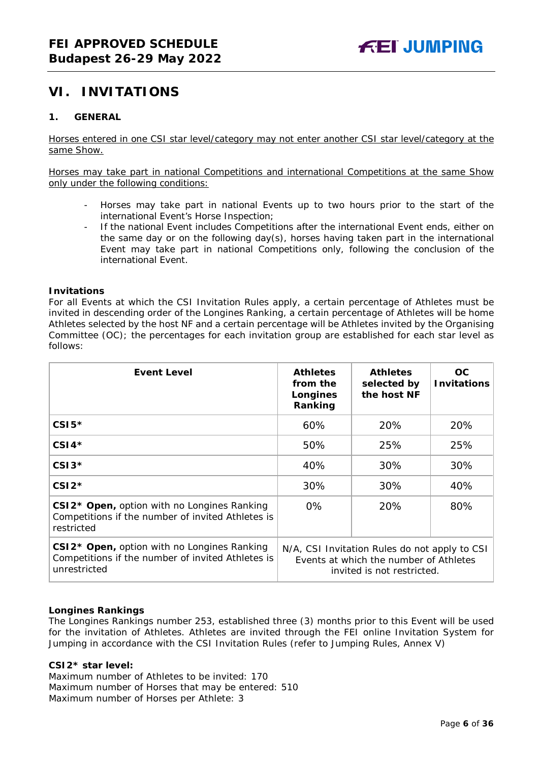## VI. INVITATIONS

### 1. GENERAL

Horses entered in one CSI star level/category may not enter another CSI star level/category at the same Show.

Horses may take part in national Competitions and international Competitions at the same Show only under the following conditions:

- Horses may take part in national Events up to two hours prior to the start of the international Event's Horse Inspection;
- If the national Event includes Competitions after the international Event ends, either on the same day or on the following day(s), horses having taken part in the international Event may take part in national Competitions only, following the conclusion of the international Event.

**Invitations**

For all Events at which the CSI Invitation Rules apply, a certain percentage of Athletes must be invited in descending order of the Longines Ranking, a certain percentage of Athletes will be home Athletes selected by the host NF and a certain percentage will be Athletes invited by the Organising Committee (OC); the percentages for each invitation group are established for each star level as follows:

| Event Level | Athletes from the Longines Ranking | Athletes selected by the host NF | OC Invitations |
|---|---|---|---|
| **CSI5*** | 60% | 20% | 20% |
| **CSI4*** | 50% | 25% | 25% |
| **CSI3*** | 40% | 30% | 30% |
| **CSI2*** | 30% | 30% | 40% |
| **CSI2* Open,** option with no Longines Ranking Competitions if the number of invited Athletes is restricted | 0% | 20% | 80% |
| **CSI2* Open,** option with no Longines Ranking Competitions if the number of invited Athletes is unrestricted | N/A, CSI Invitation Rules do not apply to CSI Events at which the number of Athletes invited is not restricted. | | |

**Longines Rankings**

The Longines Rankings number 253, established three (3) months prior to this Event will be used for the invitation of Athletes. Athletes are invited through the FEI online Invitation System for Jumping in accordance with the CSI Invitation Rules (refer to Jumping Rules, Annex V)

**CSI2* star level:**

Maximum number of Athletes to be invited: 170
Maximum number of Horses that may be entered: 510
Maximum number of Horses per Athlete: 3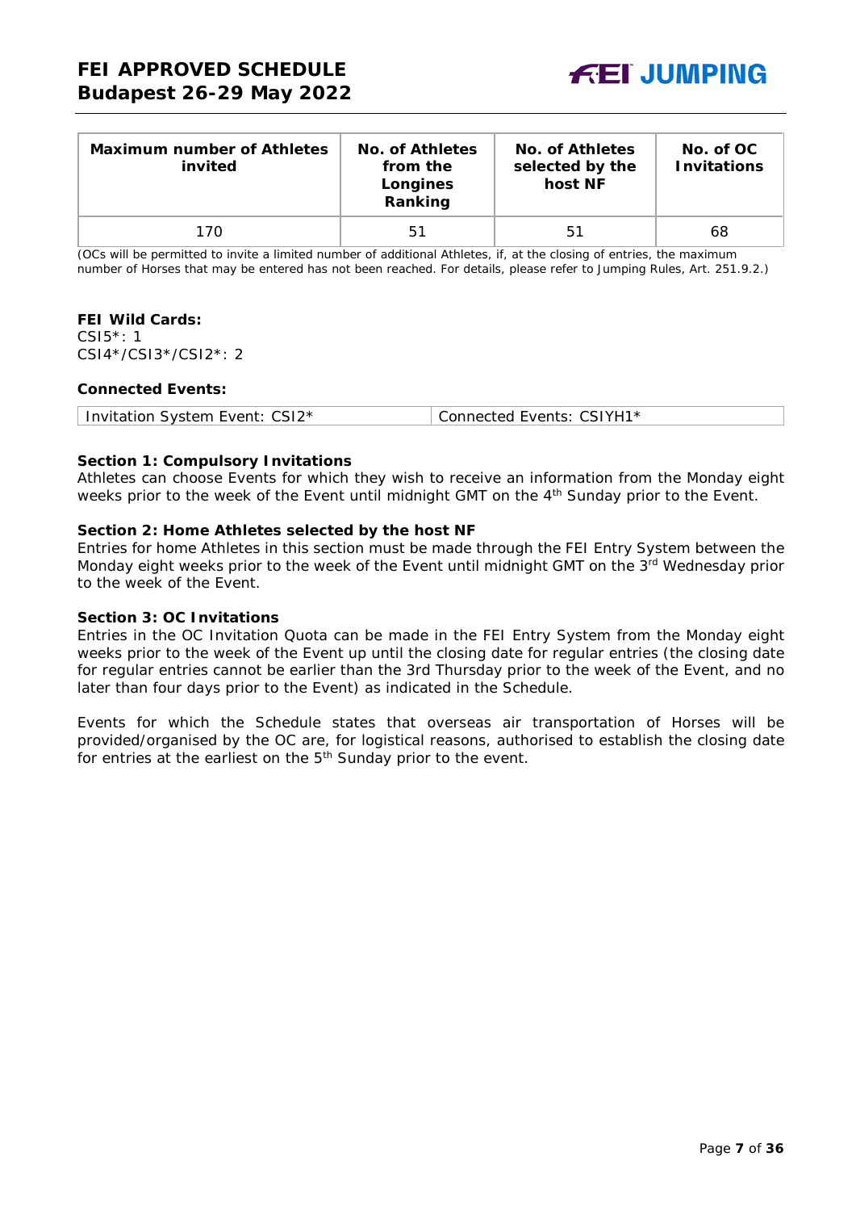| Maximum number of Athletes invited | No. of Athletes from the Longines Ranking | No. of Athletes selected by the host NF | No. of OC Invitations |
|---|---|---|---|
| 170 | 51 | 51 | 68 |

*(OCs will be permitted to invite a limited number of additional Athletes, if, at the closing of entries, the maximum number of Horses that may be entered has not been reached. For details, please refer to Jumping Rules, Art. 251.9.2.)*

**FEI Wild Cards:**
CSI5*: 1
CSI4*/CSI3*/CSI2*: 2

**Connected Events:**

| Invitation System Event: CSI2* | Connected Events: CSIYH1* |
|---|---|

**Section 1: Compulsory Invitations**
Athletes can choose Events for which they wish to receive an information from the Monday eight weeks prior to the week of the Event until midnight GMT on the 4th Sunday prior to the Event.

**Section 2: Home Athletes selected by the host NF**
Entries for home Athletes in this section must be made through the FEI Entry System between the Monday eight weeks prior to the week of the Event until midnight GMT on the 3rd Wednesday prior to the week of the Event.

**Section 3: OC Invitations**
Entries in the OC Invitation Quota can be made in the FEI Entry System from the Monday eight weeks prior to the week of the Event up until the closing date for regular entries (the closing date for regular entries cannot be earlier than the 3rd Thursday prior to the week of the Event, and no later than four days prior to the Event) as indicated in the Schedule.

Events for which the Schedule states that overseas air transportation of Horses will be provided/organised by the OC are, for logistical reasons, authorised to establish the closing date for entries at the earliest on the 5th Sunday prior to the event.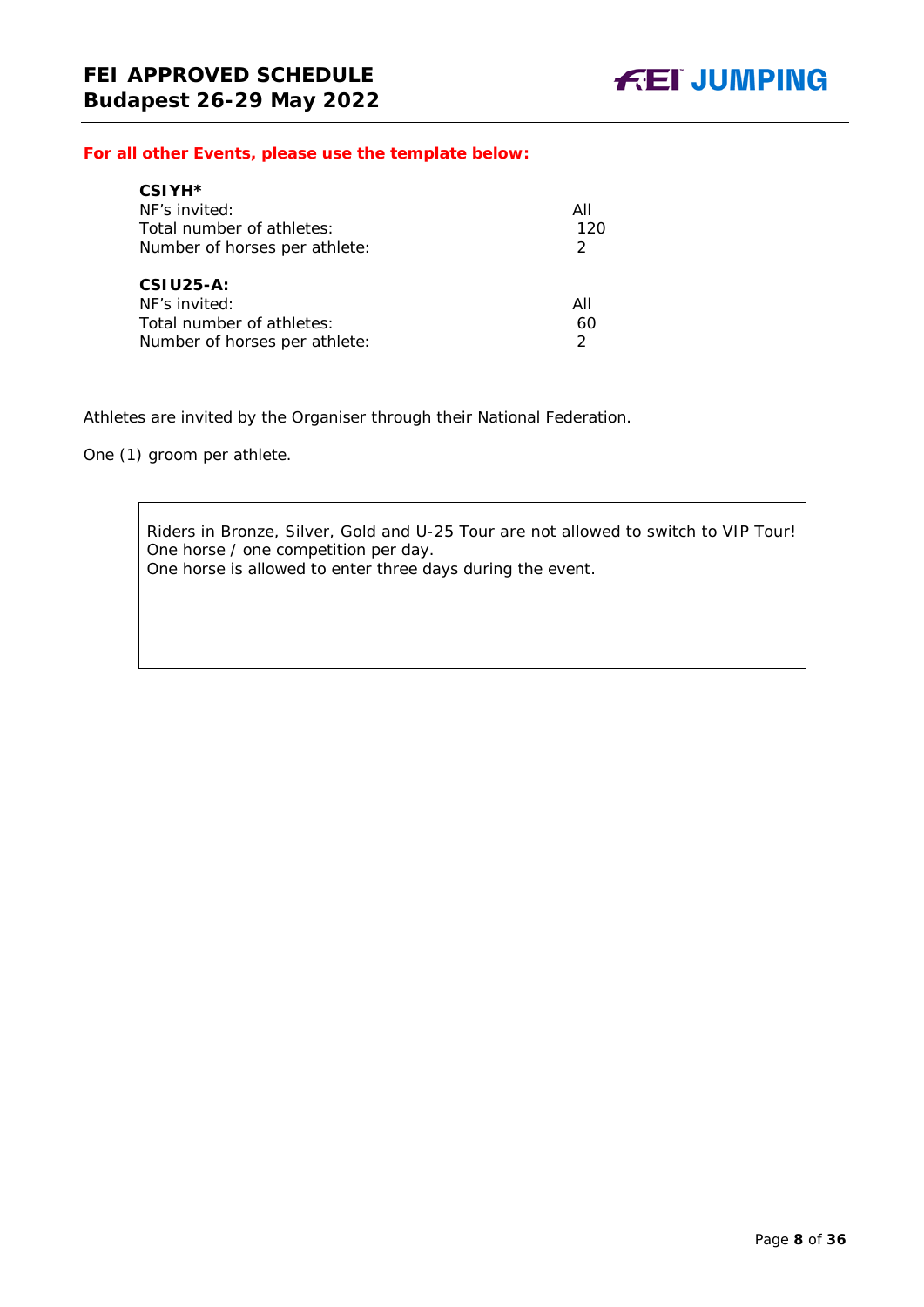**For all other Events, please use the template below:**

**CSIYH***

| | |
|---|---|
| NF's invited: | All |
| Total number of athletes: | 120 |
| Number of horses per athlete: | 2 |

**CSIU25-A:**

| | |
|---|---|
| NF's invited: | All |
| Total number of athletes: | 60 |
| Number of horses per athlete: | 2 |

Athletes are invited by the Organiser through their National Federation.

One (1) groom per athlete.

> Riders in Bronze, Silver, Gold and U-25 Tour are not allowed to switch to VIP Tour!
> One horse / one competition per day.
> One horse is allowed to enter three days during the event.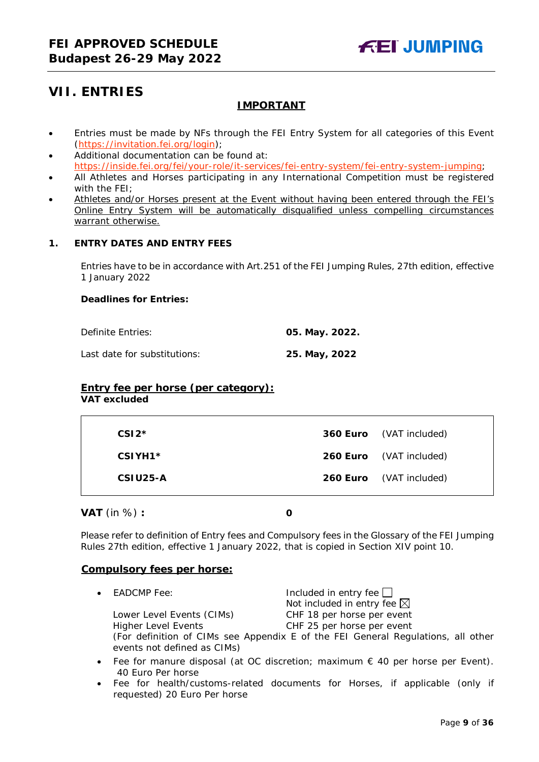# VII. ENTRIES

**IMPORTANT**

- Entries must be made by NFs through the FEI Entry System for all categories of this Event (https://invitation.fei.org/login);
- Additional documentation can be found at: https://inside.fei.org/fei/your-role/it-services/fei-entry-system/fei-entry-system-jumping;
- All Athletes and Horses participating in any International Competition must be registered with the FEI;
- Athletes and/or Horses present at the Event without having been entered through the FEI's Online Entry System will be automatically disqualified unless compelling circumstances warrant otherwise.

## 1. ENTRY DATES AND ENTRY FEES

Entries have to be in accordance with Art.251 of the FEI Jumping Rules, 27th edition, effective 1 January 2022

**Deadlines for Entries:**

| | |
|---|---|
| Definite Entries: | **05. May. 2022.** |
| Last date for substitutions: | **25. May, 2022** |

**Entry fee per horse (per category):**
**VAT excluded**

| | | |
|---|---|---|
| **CSI2*** | **360 Euro** | (VAT included) |
| **CSIYH1*** | **260 Euro** | (VAT included) |
| **CSIU25-A** | **260 Euro** | (VAT included) |

**VAT** (in %) **:** **0**

Please refer to definition of Entry fees and Compulsory fees in the Glossary of the FEI Jumping Rules 27th edition, effective 1 January 2022, that is copied in Section XIV point 10.

**Compulsory fees per horse:**

- EADCMP Fee: Included in entry fee ☐ Not included in entry fee ☒
  Lower Level Events (CIMs) CHF 18 per horse per event
  Higher Level Events CHF 25 per horse per event
  (For definition of CIMs see Appendix E of the FEI General Regulations, all other events not defined as CIMs)
- Fee for manure disposal (at OC discretion; maximum € 40 per horse per Event). 40 Euro Per horse
- Fee for health/customs-related documents for Horses, if applicable (only if requested) 20 Euro Per horse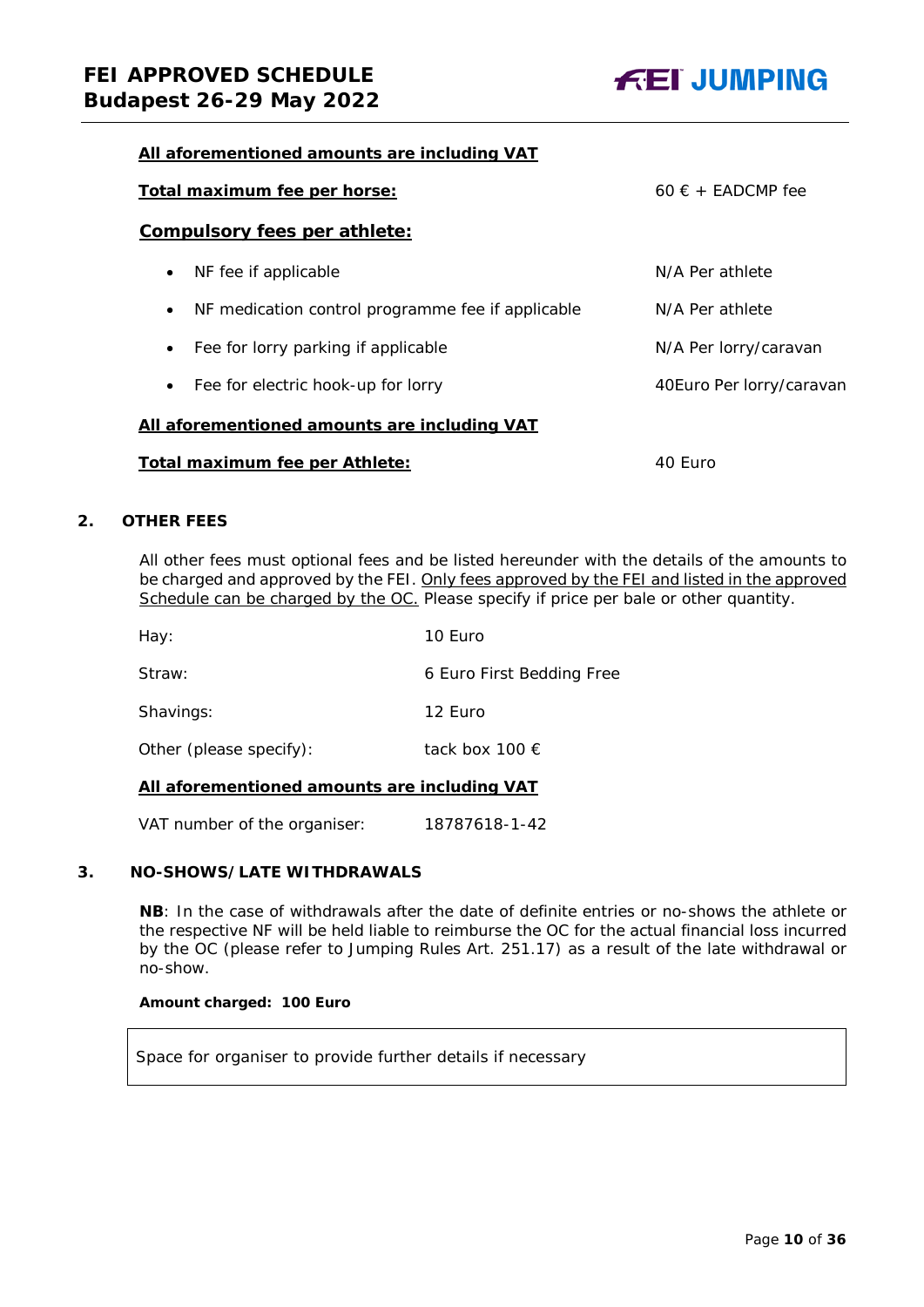**<u>All aforementioned amounts are including VAT</u>**

| | |
|---|---|
| **<u>Total maximum fee per horse:</u>** | 60 € + EADCMP fee |

**<u>Compulsory fees per athlete:</u>**

| | |
|---|---|
| • NF fee if applicable | N/A Per athlete |
| • NF medication control programme fee if applicable | N/A Per athlete |
| • Fee for lorry parking if applicable | N/A Per lorry/caravan |
| • Fee for electric hook-up for lorry | 40Euro Per lorry/caravan |

**<u>All aforementioned amounts are including VAT</u>**

| | |
|---|---|
| **<u>Total maximum fee per Athlete:</u>** | 40 Euro |

## 2. OTHER FEES

All other fees must optional fees and be listed hereunder with the details of the amounts to be charged and approved by the FEI. <u>Only fees approved by the FEI and listed in the approved Schedule can be charged by the OC.</u> Please specify if price per bale or other quantity.

| | |
|---|---|
| Hay: | 10 Euro |
| Straw: | 6 Euro First Bedding Free |
| Shavings: | 12 Euro |
| Other (please specify): | tack box 100 € |

**<u>All aforementioned amounts are including VAT</u>**

VAT number of the organiser: 18787618-1-42

## 3. NO-SHOWS/LATE WITHDRAWALS

**NB**: In the case of withdrawals after the date of definite entries or no-shows the athlete or the respective NF will be held liable to reimburse the OC for the actual financial loss incurred by the OC (please refer to Jumping Rules Art. 251.17) as a result of the late withdrawal or no-show.

**Amount charged: 100 Euro**

| Space for organiser to provide further details if necessary |
|---|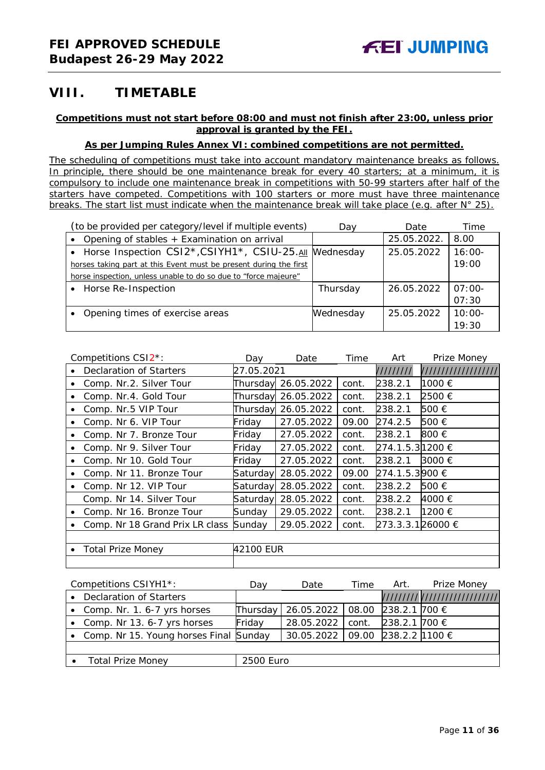# VIII. TIMETABLE

**Competitions must not start before 08:00 and must not finish after 23:00, unless prior approval is granted by the FEI.**

**As per Jumping Rules Annex VI: combined competitions are not permitted.**

The scheduling of competitions must take into account mandatory maintenance breaks as follows. In principle, there should be one maintenance break for every 40 starters; at a minimum, it is compulsory to include one maintenance break in competitions with 50-99 starters after half of the starters have competed. Competitions with 100 starters or more must have three maintenance breaks. The start list must indicate when the maintenance break will take place (e.g. after N° 25).

| (to be provided per category/level if multiple events) | Day | Date | Time |
|---|---|---|---|
| • Opening of stables + Examination on arrival | | 25.05.2022. | 8.00 |
| • Horse Inspection CSI2*,CSIYH1*, CSIU-25. All horses taking part at this Event must be present during the first horse inspection, unless unable to do so due to "force majeure" | Wednesday | 25.05.2022 | 16:00-19:00 |
| • Horse Re-Inspection | Thursday | 26.05.2022 | 07:00-07:30 |
| • Opening times of exercise areas | Wednesday | 25.05.2022 | 10:00-19:30 |

| Competitions CSI2*: | Day | Date | Time | Art | Prize Money |
|---|---|---|---|---|---|
| • Declaration of Starters | 27.05.2021 | | | ///////// | ///////////////// |
| • Comp. Nr.2. Silver Tour | Thursday | 26.05.2022 | cont. | 238.2.1 | 1000 € |
| • Comp. Nr.4. Gold Tour | Thursday | 26.05.2022 | cont. | 238.2.1 | 2500 € |
| • Comp. Nr.5 VIP Tour | Thursday | 26.05.2022 | cont. | 238.2.1 | 500 € |
| • Comp. Nr 6. VIP Tour | Friday | 27.05.2022 | 09.00 | 274.2.5 | 500 € |
| • Comp. Nr 7. Bronze Tour | Friday | 27.05.2022 | cont. | 238.2.1 | 800 € |
| • Comp. Nr 9. Silver Tour | Friday | 27.05.2022 | cont. | 274.1.5.3 | 1200 € |
| • Comp. Nr 10. Gold Tour | Friday | 27.05.2022 | cont. | 238.2.1 | 3000 € |
| • Comp. Nr 11. Bronze Tour | Saturday | 28.05.2022 | 09.00 | 274.1.5.3 | 900 € |
| • Comp. Nr 12. VIP Tour | Saturday | 28.05.2022 | cont. | 238.2.2 | 500 € |
| Comp. Nr 14. Silver Tour | Saturday | 28.05.2022 | cont. | 238.2.2 | 4000 € |
| • Comp. Nr 16. Bronze Tour | Sunday | 29.05.2022 | cont. | 238.2.1 | 1200 € |
| • Comp. Nr 18 Grand Prix LR class | Sunday | 29.05.2022 | cont. | 273.3.3.1 | 26000 € |
| | | | | | |
| • Total Prize Money | 42100 EUR | | | | |
| | | | | | |

| Competitions CSIYH1*: | Day | Date | Time | Art. | Prize Money |
|---|---|---|---|---|---|
| • Declaration of Starters | | | | ///////// | ///////////////// |
| • Comp. Nr. 1. 6-7 yrs horses | Thursday | 26.05.2022 | 08.00 | 238.2.1 | 700 € |
| • Comp. Nr 13. 6-7 yrs horses | Friday | 28.05.2022 | cont. | 238.2.1 | 700 € |
| • Comp. Nr 15. Young horses Final | Sunday | 30.05.2022 | 09.00 | 238.2.2 | 1100 € |
| | | | | | |
| • Total Prize Money | 2500 Euro | | | | |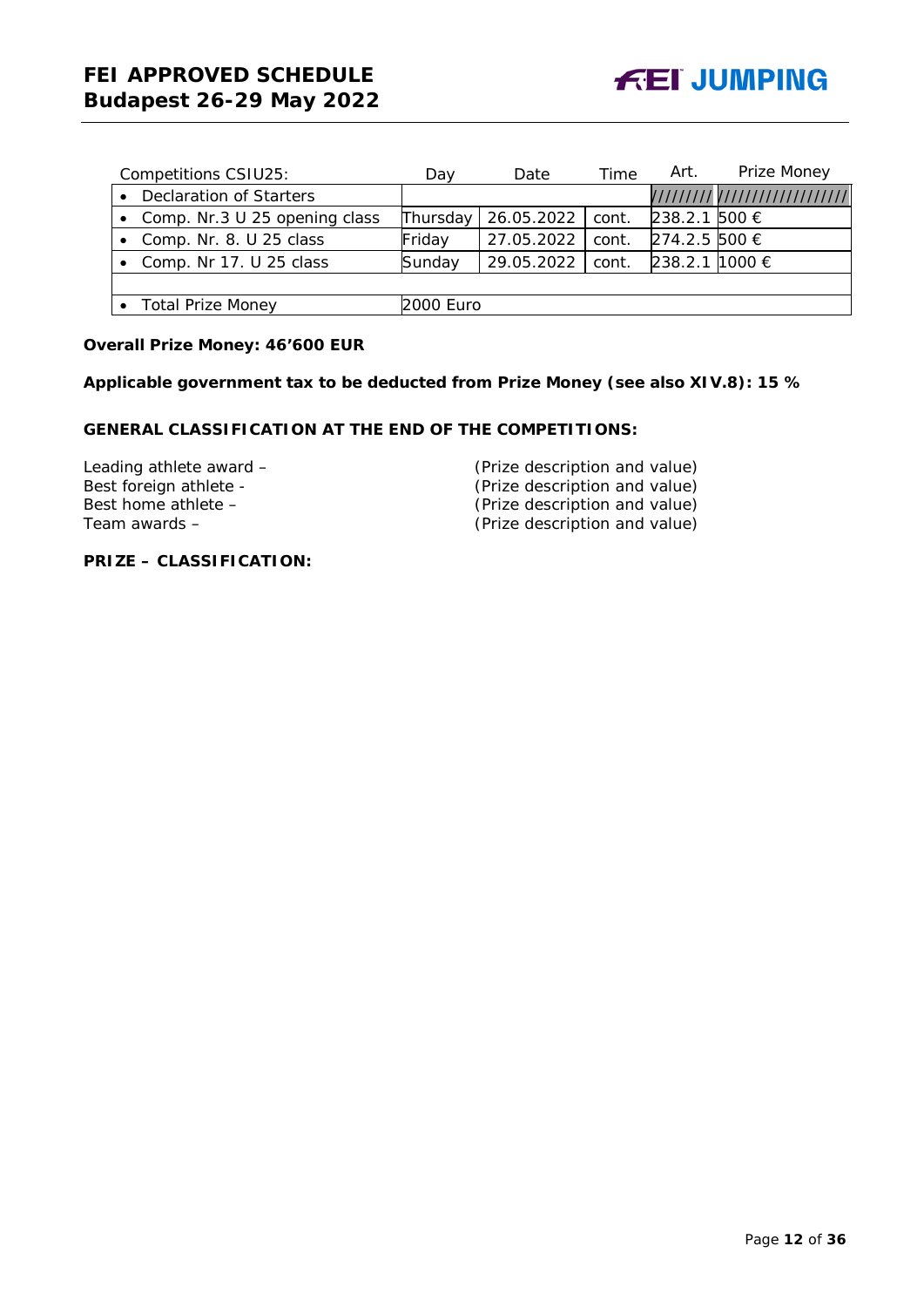| Competitions CSIU25: | Day | Date | Time | Art. | Prize Money |
|---|---|---|---|---|---|
| • Declaration of Starters | | | | ///////// | ////////////////// |
| • Comp. Nr.3 U 25 opening class | Thursday | 26.05.2022 | cont. | 238.2.1 | 500 € |
| • Comp. Nr. 8. U 25 class | Friday | 27.05.2022 | cont. | 274.2.5 | 500 € |
| • Comp. Nr 17. U 25 class | Sunday | 29.05.2022 | cont. | 238.2.1 | 1000 € |
| | | | | | |
| • Total Prize Money | 2000 Euro | | | | |

**Overall Prize Money: 46’600 EUR**

**Applicable government tax to be deducted from Prize Money (see also XIV.8): 15 %**

**GENERAL CLASSIFICATION AT THE END OF THE COMPETITIONS:**

Leading athlete award – (Prize description and value)
Best foreign athlete - (Prize description and value)
Best home athlete – (Prize description and value)
Team awards – (Prize description and value)

**PRIZE – CLASSIFICATION:**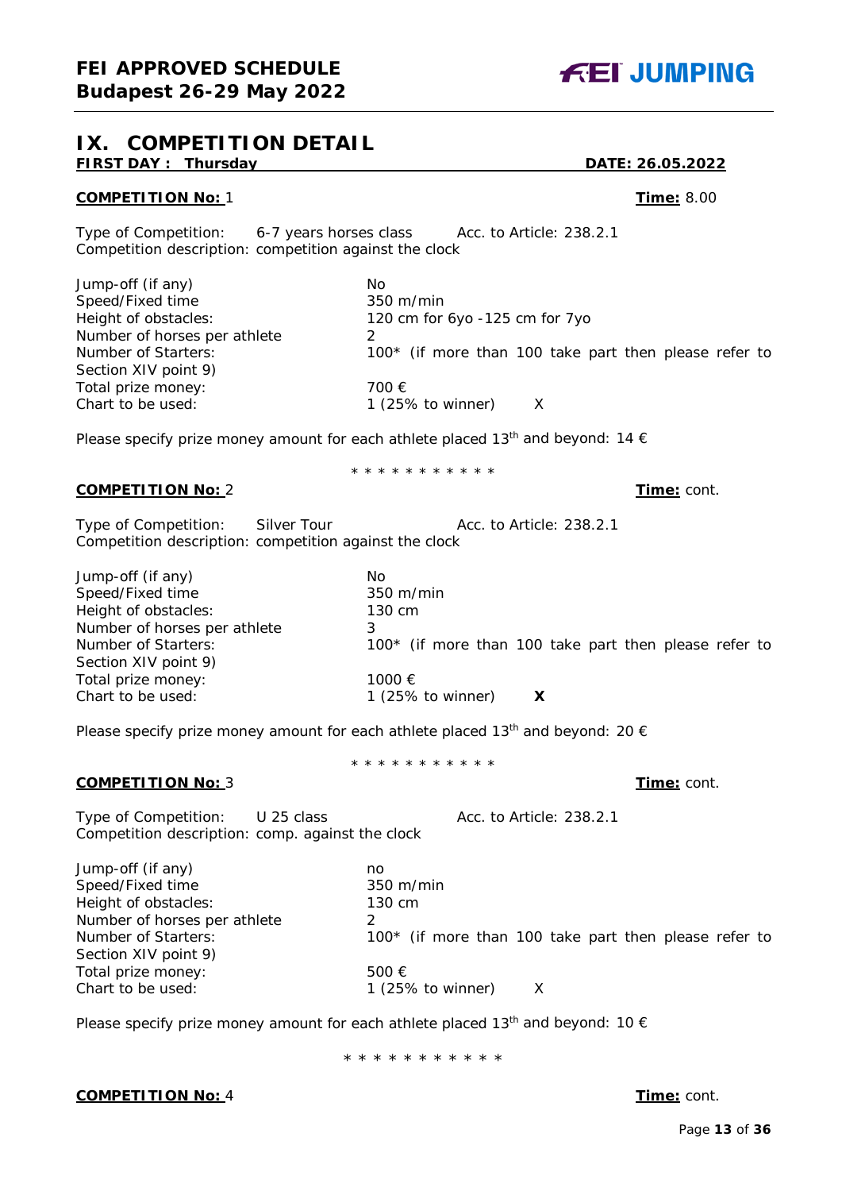# IX. COMPETITION DETAIL

**FIRST DAY : Thursday** **DATE: 26.05.2022**

**COMPETITION No:** 1 **Time:** 8.00

Type of Competition: 6-7 years horses class Acc. to Article: 238.2.1
Competition description: competition against the clock

| | |
|---|---|
| Jump-off (if any) | No |
| Speed/Fixed time | 350 m/min |
| Height of obstacles: | 120 cm for 6yo -125 cm for 7yo |
| Number of horses per athlete | 2 |
| Number of Starters: | 100* (if more than 100 take part then please refer to Section XIV point 9) |
| Total prize money: | 700 € |
| Chart to be used: | 1 (25% to winner) X |

Please specify prize money amount for each athlete placed 13th and beyond: 14 €

* * * * * * * * * * *

**COMPETITION No:** 2 **Time:** cont.

Type of Competition: Silver Tour Acc. to Article: 238.2.1
Competition description: competition against the clock

| | |
|---|---|
| Jump-off (if any) | No |
| Speed/Fixed time | 350 m/min |
| Height of obstacles: | 130 cm |
| Number of horses per athlete | 3 |
| Number of Starters: | 100* (if more than 100 take part then please refer to Section XIV point 9) |
| Total prize money: | 1000 € |
| Chart to be used: | 1 (25% to winner) **X** |

Please specify prize money amount for each athlete placed 13th and beyond: 20 €

* * * * * * * * * * *

**COMPETITION No:** 3 **Time:** cont.

Type of Competition: U 25 class Acc. to Article: 238.2.1
Competition description: comp. against the clock

| | |
|---|---|
| Jump-off (if any) | no |
| Speed/Fixed time | 350 m/min |
| Height of obstacles: | 130 cm |
| Number of horses per athlete | 2 |
| Number of Starters: | 100* (if more than 100 take part then please refer to Section XIV point 9) |
| Total prize money: | 500 € |
| Chart to be used: | 1 (25% to winner) X |

Please specify prize money amount for each athlete placed 13th and beyond: 10 €

* * * * * * * * * * *

**COMPETITION No:** 4 **Time:** cont.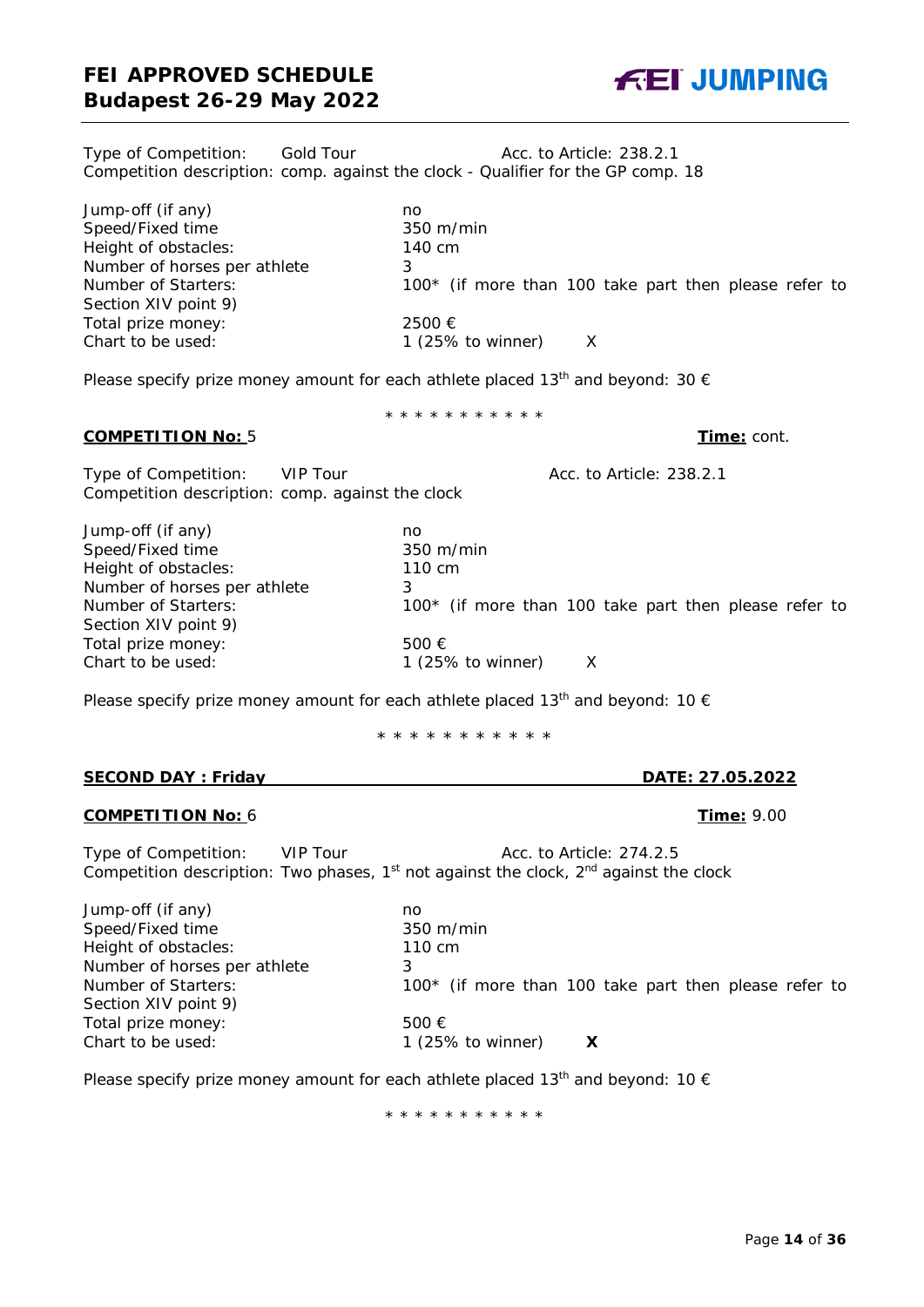Type of Competition: Gold Tour Acc. to Article: 238.2.1
Competition description: comp. against the clock - Qualifier for the GP comp. 18

| | |
|---|---|
| Jump-off (if any) | no |
| Speed/Fixed time | 350 m/min |
| Height of obstacles: | 140 cm |
| Number of horses per athlete | 3 |
| Number of Starters: | 100* (if more than 100 take part then please refer to Section XIV point 9) |
| Total prize money: | 2500 € |
| Chart to be used: | 1 (25% to winner) X |

Please specify prize money amount for each athlete placed 13th and beyond: 30 €

* * * * * * * * * * *

**COMPETITION No:** 5 **Time:** cont.

Type of Competition: VIP Tour Acc. to Article: 238.2.1
Competition description: comp. against the clock

| | |
|---|---|
| Jump-off (if any) | no |
| Speed/Fixed time | 350 m/min |
| Height of obstacles: | 110 cm |
| Number of horses per athlete | 3 |
| Number of Starters: | 100* (if more than 100 take part then please refer to Section XIV point 9) |
| Total prize money: | 500 € |
| Chart to be used: | 1 (25% to winner) X |

Please specify prize money amount for each athlete placed 13th and beyond: 10 €

* * * * * * * * * * *

**SECOND DAY : Friday** **DATE: 27.05.2022**

**COMPETITION No:** 6 **Time:** 9.00

Type of Competition: VIP Tour Acc. to Article: 274.2.5
Competition description: Two phases, 1st not against the clock, 2nd against the clock

| | |
|---|---|
| Jump-off (if any) | no |
| Speed/Fixed time | 350 m/min |
| Height of obstacles: | 110 cm |
| Number of horses per athlete | 3 |
| Number of Starters: | 100* (if more than 100 take part then please refer to Section XIV point 9) |
| Total prize money: | 500 € |
| Chart to be used: | 1 (25% to winner) **X** |

Please specify prize money amount for each athlete placed 13th and beyond: 10 €

* * * * * * * * * * *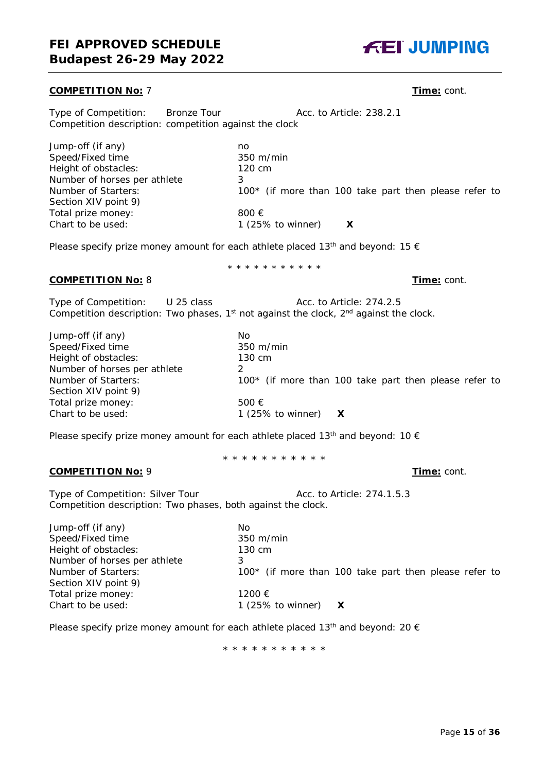**COMPETITION No:** 7 **Time:** cont.

Type of Competition: Bronze Tour Acc. to Article: 238.2.1
Competition description: competition against the clock

| | |
|---|---|
| Jump-off (if any) | no |
| Speed/Fixed time | 350 m/min |
| Height of obstacles: | 120 cm |
| Number of horses per athlete | 3 |
| Number of Starters: | 100* (if more than 100 take part then please refer to Section XIV point 9) |
| Total prize money: | 800 € |
| Chart to be used: | 1 (25% to winner) **X** |

Please specify prize money amount for each athlete placed 13th and beyond: 15 €

\* * * * * * * * * * *

**COMPETITION No:** 8 **Time:** cont.

Type of Competition: U 25 class Acc. to Article: 274.2.5
Competition description: Two phases, 1st not against the clock, 2nd against the clock.

| | |
|---|---|
| Jump-off (if any) | No |
| Speed/Fixed time | 350 m/min |
| Height of obstacles: | 130 cm |
| Number of horses per athlete | 2 |
| Number of Starters: | 100* (if more than 100 take part then please refer to Section XIV point 9) |
| Total prize money: | 500 € |
| Chart to be used: | 1 (25% to winner) **X** |

Please specify prize money amount for each athlete placed 13th and beyond: 10 €

\* * * * * * * * * * *

**COMPETITION No:** 9 **Time:** cont.

Type of Competition: Silver Tour Acc. to Article: 274.1.5.3
Competition description: Two phases, both against the clock.

| | |
|---|---|
| Jump-off (if any) | No |
| Speed/Fixed time | 350 m/min |
| Height of obstacles: | 130 cm |
| Number of horses per athlete | 3 |
| Number of Starters: | 100* (if more than 100 take part then please refer to Section XIV point 9) |
| Total prize money: | 1200 € |
| Chart to be used: | 1 (25% to winner) **X** |

Please specify prize money amount for each athlete placed 13th and beyond: 20 €

\* * * * * * * * * * *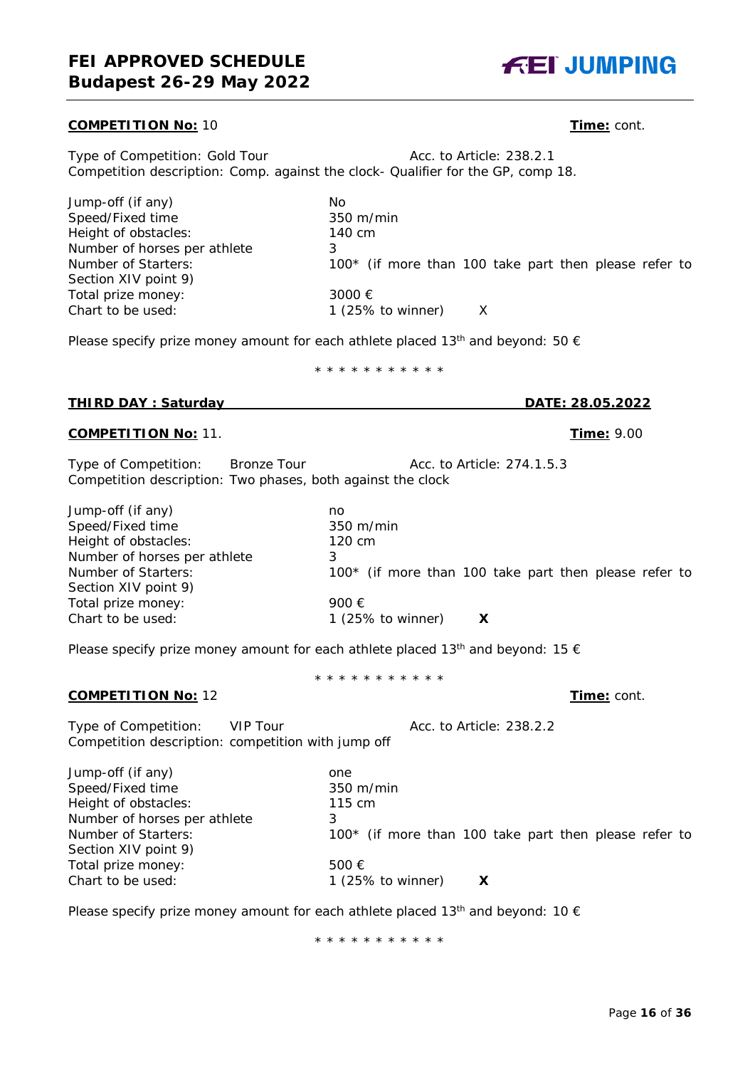**COMPETITION No:** 10 **Time:** cont.

Type of Competition: Gold Tour Acc. to Article: 238.2.1
Competition description: Comp. against the clock- Qualifier for the GP, comp 18.

| | |
|---|---|
| Jump-off (if any) | No |
| Speed/Fixed time | 350 m/min |
| Height of obstacles: | 140 cm |
| Number of horses per athlete | 3 |
| Number of Starters: | 100* (if more than 100 take part then please refer to Section XIV point 9) |
| Total prize money: | 3000 € |
| Chart to be used: | 1 (25% to winner) X |

Please specify prize money amount for each athlete placed 13th and beyond: 50 €

\* * * * * * * * * * *

**THIRD DAY : Saturday** **DATE: 28.05.2022**

**COMPETITION No:** 11. **Time:** 9.00

Type of Competition: Bronze Tour Acc. to Article: 274.1.5.3
Competition description: Two phases, both against the clock

| | |
|---|---|
| Jump-off (if any) | no |
| Speed/Fixed time | 350 m/min |
| Height of obstacles: | 120 cm |
| Number of horses per athlete | 3 |
| Number of Starters: | 100* (if more than 100 take part then please refer to Section XIV point 9) |
| Total prize money: | 900 € |
| Chart to be used: | 1 (25% to winner) **X** |

Please specify prize money amount for each athlete placed 13th and beyond: 15 €

\* * * * * * * * * * *

**COMPETITION No:** 12 **Time:** cont.

Type of Competition: VIP Tour Acc. to Article: 238.2.2
Competition description: competition with jump off

| | |
|---|---|
| Jump-off (if any) | one |
| Speed/Fixed time | 350 m/min |
| Height of obstacles: | 115 cm |
| Number of horses per athlete | 3 |
| Number of Starters: | 100* (if more than 100 take part then please refer to Section XIV point 9) |
| Total prize money: | 500 € |
| Chart to be used: | 1 (25% to winner) **X** |

Please specify prize money amount for each athlete placed 13th and beyond: 10 €

\* * * * * * * * * * *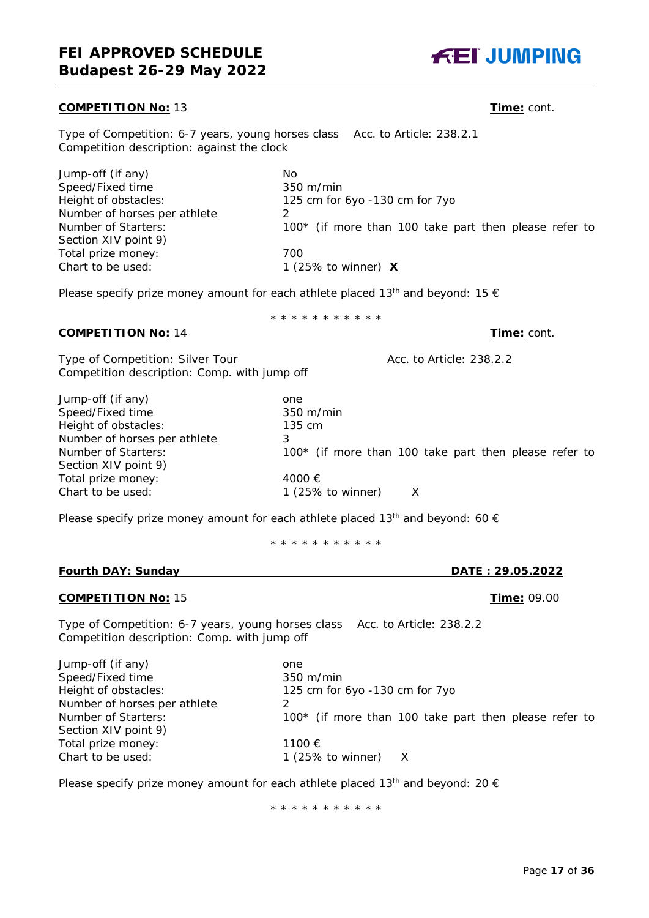**COMPETITION No:** 13 **Time:** cont.

Type of Competition: 6-7 years, young horses class Acc. to Article: 238.2.1
Competition description: against the clock

| | |
|---|---|
| Jump-off (if any) | No |
| Speed/Fixed time | 350 m/min |
| Height of obstacles: | 125 cm for 6yo -130 cm for 7yo |
| Number of horses per athlete | 2 |
| Number of Starters: | 100* (if more than 100 take part then please refer to Section XIV point 9) |
| Total prize money: | 700 |
| Chart to be used: | 1 (25% to winner) **X** |

Please specify prize money amount for each athlete placed 13th and beyond: 15 €

\* \* \* \* \* \* \* \* \* \* \*

**COMPETITION No:** 14 **Time:** cont.

Type of Competition: Silver Tour Acc. to Article: 238.2.2
Competition description: Comp. with jump off

| | |
|---|---|
| Jump-off (if any) | one |
| Speed/Fixed time | 350 m/min |
| Height of obstacles: | 135 cm |
| Number of horses per athlete | 3 |
| Number of Starters: | 100* (if more than 100 take part then please refer to Section XIV point 9) |
| Total prize money: | 4000 € |
| Chart to be used: | 1 (25% to winner) X |

Please specify prize money amount for each athlete placed 13th and beyond: 60 €

\* \* \* \* \* \* \* \* \* \* \*

**Fourth DAY: Sunday** **DATE : 29.05.2022**

**COMPETITION No:** 15 **Time:** 09.00

Type of Competition: 6-7 years, young horses class Acc. to Article: 238.2.2
Competition description: Comp. with jump off

| | |
|---|---|
| Jump-off (if any) | one |
| Speed/Fixed time | 350 m/min |
| Height of obstacles: | 125 cm for 6yo -130 cm for 7yo |
| Number of horses per athlete | 2 |
| Number of Starters: | 100* (if more than 100 take part then please refer to Section XIV point 9) |
| Total prize money: | 1100 € |
| Chart to be used: | 1 (25% to winner) X |

Please specify prize money amount for each athlete placed 13th and beyond: 20 €

\* \* \* \* \* \* \* \* \* \* \*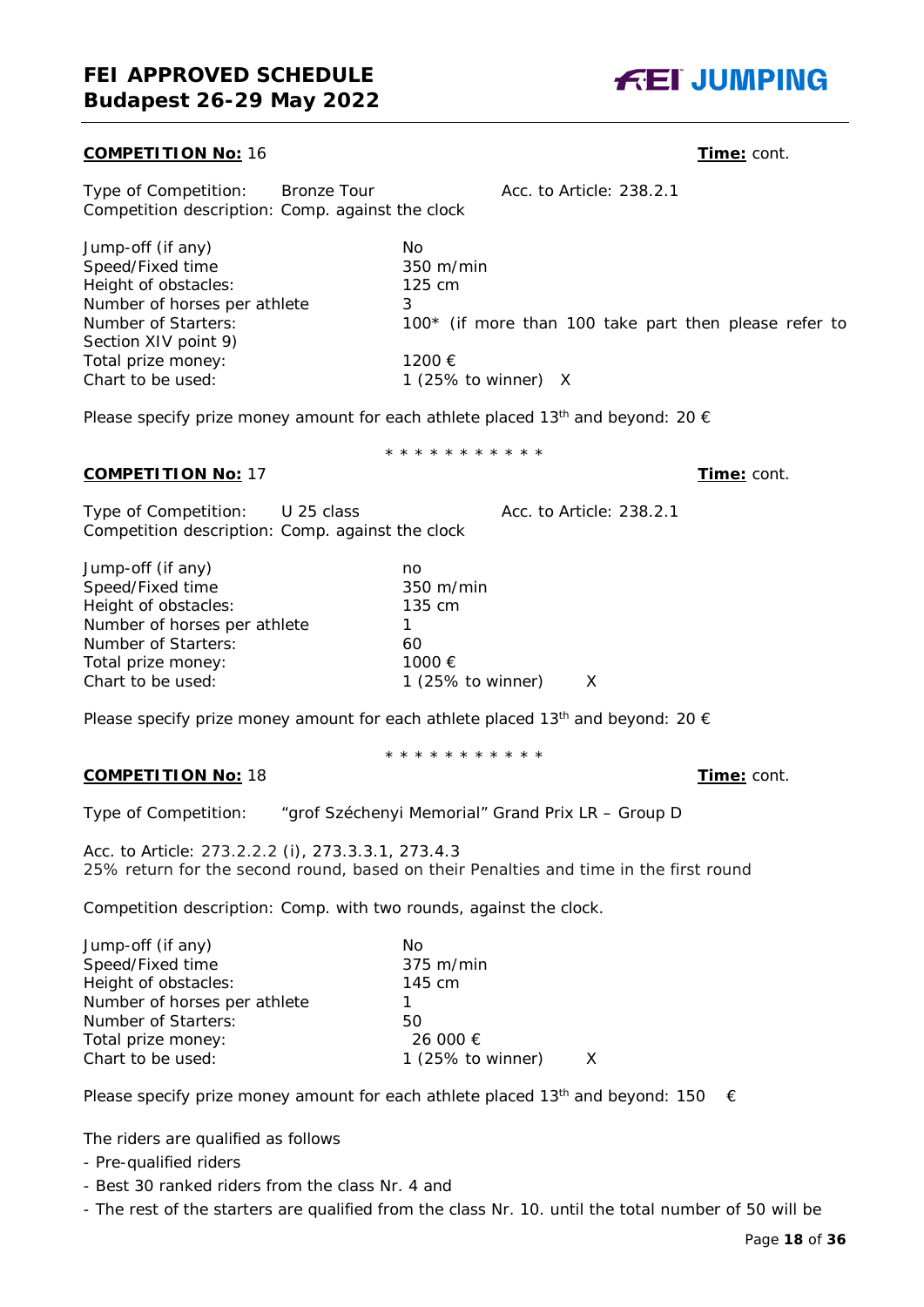**COMPETITION No:** 16 **Time:** cont.

Type of Competition: Bronze Tour Acc. to Article: 238.2.1
Competition description: Comp. against the clock

| | |
|---|---|
| Jump-off (if any) | No |
| Speed/Fixed time | 350 m/min |
| Height of obstacles: | 125 cm |
| Number of horses per athlete | 3 |
| Number of Starters: | 100* (if more than 100 take part then please refer to Section XIV point 9) |
| Total prize money: | 1200 € |
| Chart to be used: | 1 (25% to winner) X |

Please specify prize money amount for each athlete placed 13th and beyond: 20 €

\* \* \* \* \* \* \* \* \* \* \*

**COMPETITION No:** 17 **Time:** cont.

Type of Competition: U 25 class Acc. to Article: 238.2.1
Competition description: Comp. against the clock

| | |
|---|---|
| Jump-off (if any) | no |
| Speed/Fixed time | 350 m/min |
| Height of obstacles: | 135 cm |
| Number of horses per athlete | 1 |
| Number of Starters: | 60 |
| Total prize money: | 1000 € |
| Chart to be used: | 1 (25% to winner) X |

Please specify prize money amount for each athlete placed 13th and beyond: 20 €

\* \* \* \* \* \* \* \* \* \* \*

**COMPETITION No:** 18 **Time:** cont.

Type of Competition: "grof Széchenyi Memorial" Grand Prix LR – Group D

Acc. to Article: 273.2.2.2 (i), 273.3.3.1, 273.4.3
25% return for the second round, based on their Penalties and time in the first round

Competition description: Comp. with two rounds, against the clock.

| | |
|---|---|
| Jump-off (if any) | No |
| Speed/Fixed time | 375 m/min |
| Height of obstacles: | 145 cm |
| Number of horses per athlete | 1 |
| Number of Starters: | 50 |
| Total prize money: | 26 000 € |
| Chart to be used: | 1 (25% to winner) X |

Please specify prize money amount for each athlete placed 13th and beyond: 150 €

The riders are qualified as follows

- Pre-qualified riders
- Best 30 ranked riders from the class Nr. 4 and
- The rest of the starters are qualified from the class Nr. 10. until the total number of 50 will be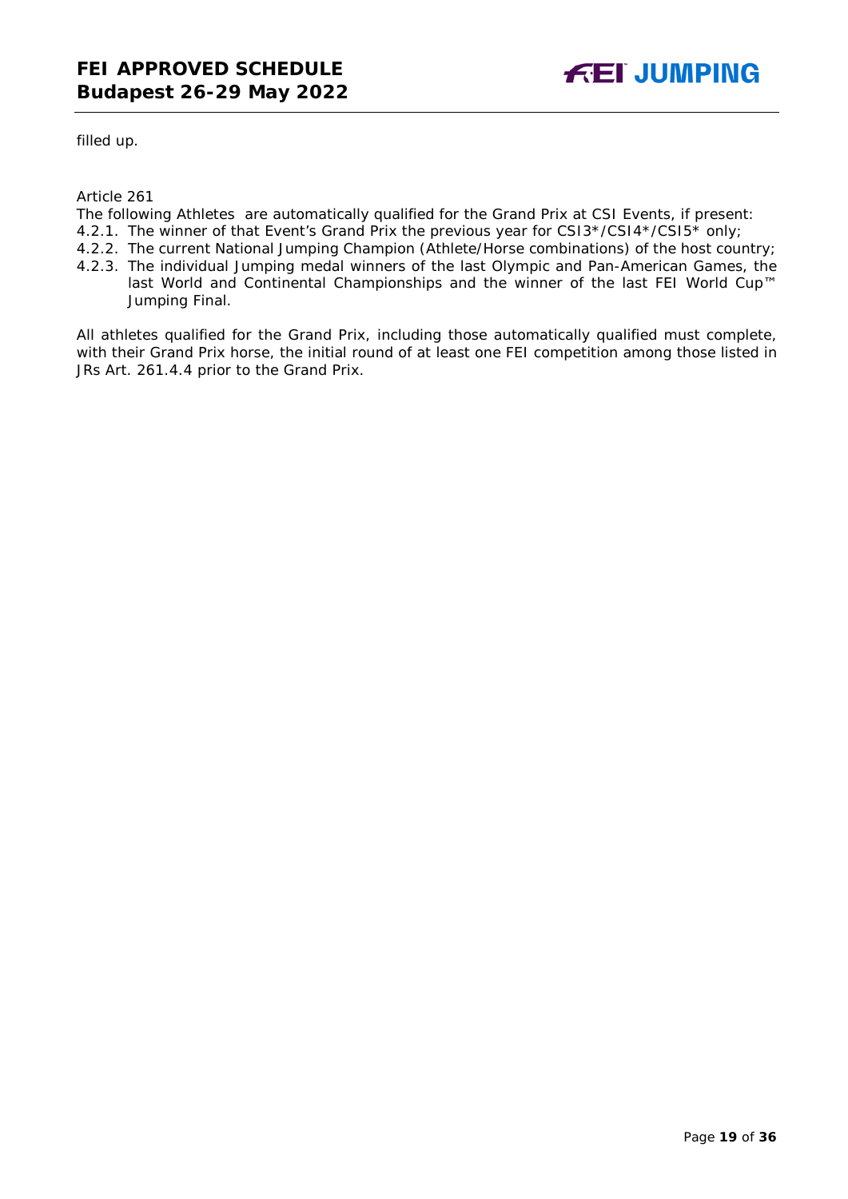filled up.

Article 261

The following Athletes  are automatically qualified for the Grand Prix at CSI Events, if present:

4.2.1. The winner of that Event's Grand Prix the previous year for CSI3*/CSI4*/CSI5* only;

4.2.2. The current National Jumping Champion (Athlete/Horse combinations) of the host country;

4.2.3. The individual Jumping medal winners of the last Olympic and Pan-American Games, the last World and Continental Championships and the winner of the last FEI World Cup™ Jumping Final.

All athletes qualified for the Grand Prix, including those automatically qualified must complete, with their Grand Prix horse, the initial round of at least one FEI competition among those listed in JRs Art. 261.4.4 prior to the Grand Prix.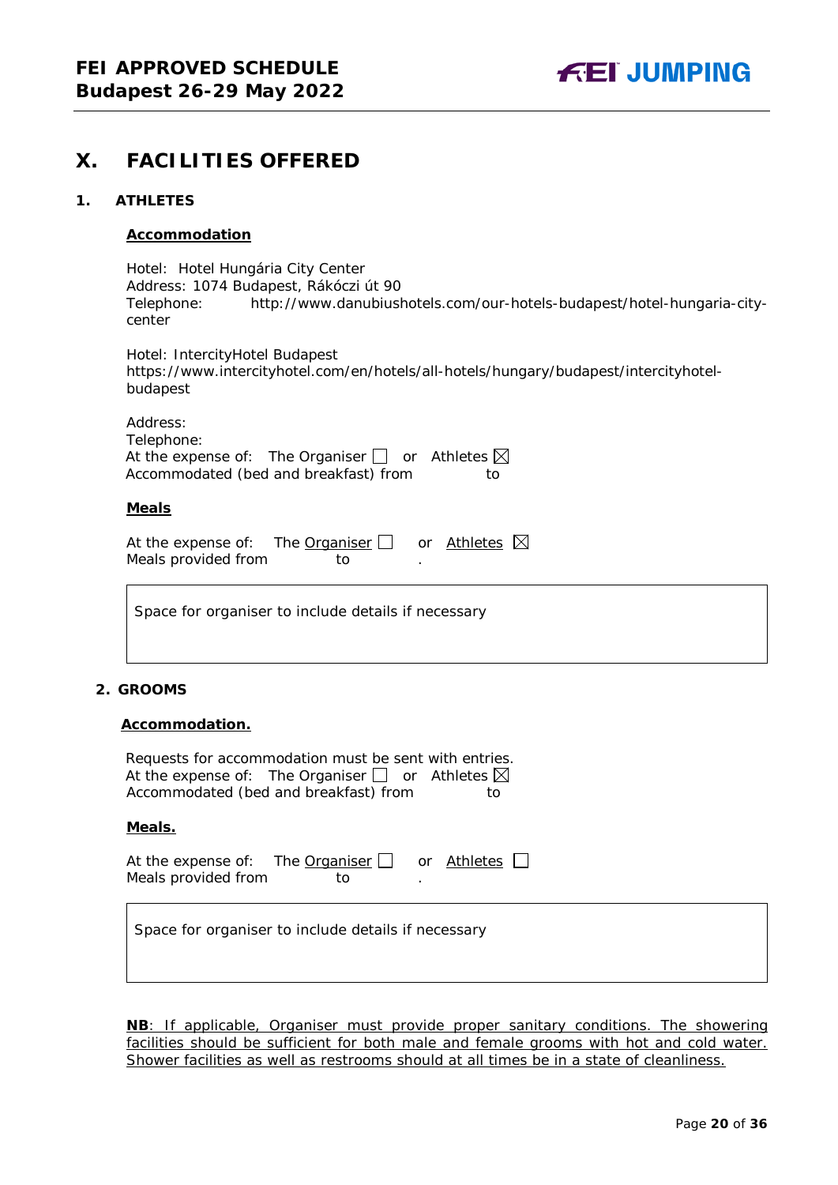# X. FACILITIES OFFERED

## 1. ATHLETES

**Accommodation**

Hotel: Hotel Hungária City Center
Address: 1074 Budapest, Rákóczi út 90
Telephone: http://www.danubiushotels.com/our-hotels-budapest/hotel-hungaria-city-center

Hotel: IntercityHotel Budapest
https://www.intercityhotel.com/en/hotels/all-hotels/hungary/budapest/intercityhotel-budapest

Address:
Telephone:
At the expense of: The Organiser ☐ or Athletes ☒
Accommodated (bed and breakfast) from to

**Meals**

At the expense of: The Organiser ☐ or Athletes ☒
Meals provided from to .

| Space for organiser to include details if necessary |
|---|

## 2. GROOMS

**Accommodation.**

Requests for accommodation must be sent with entries.
At the expense of: The Organiser ☐ or Athletes ☒
Accommodated (bed and breakfast) from to

**Meals.**

At the expense of: The Organiser ☐ or Athletes ☐
Meals provided from to .

| Space for organiser to include details if necessary |
|---|

**NB**: If applicable, Organiser must provide proper sanitary conditions. The showering facilities should be sufficient for both male and female grooms with hot and cold water. Shower facilities as well as restrooms should at all times be in a state of cleanliness.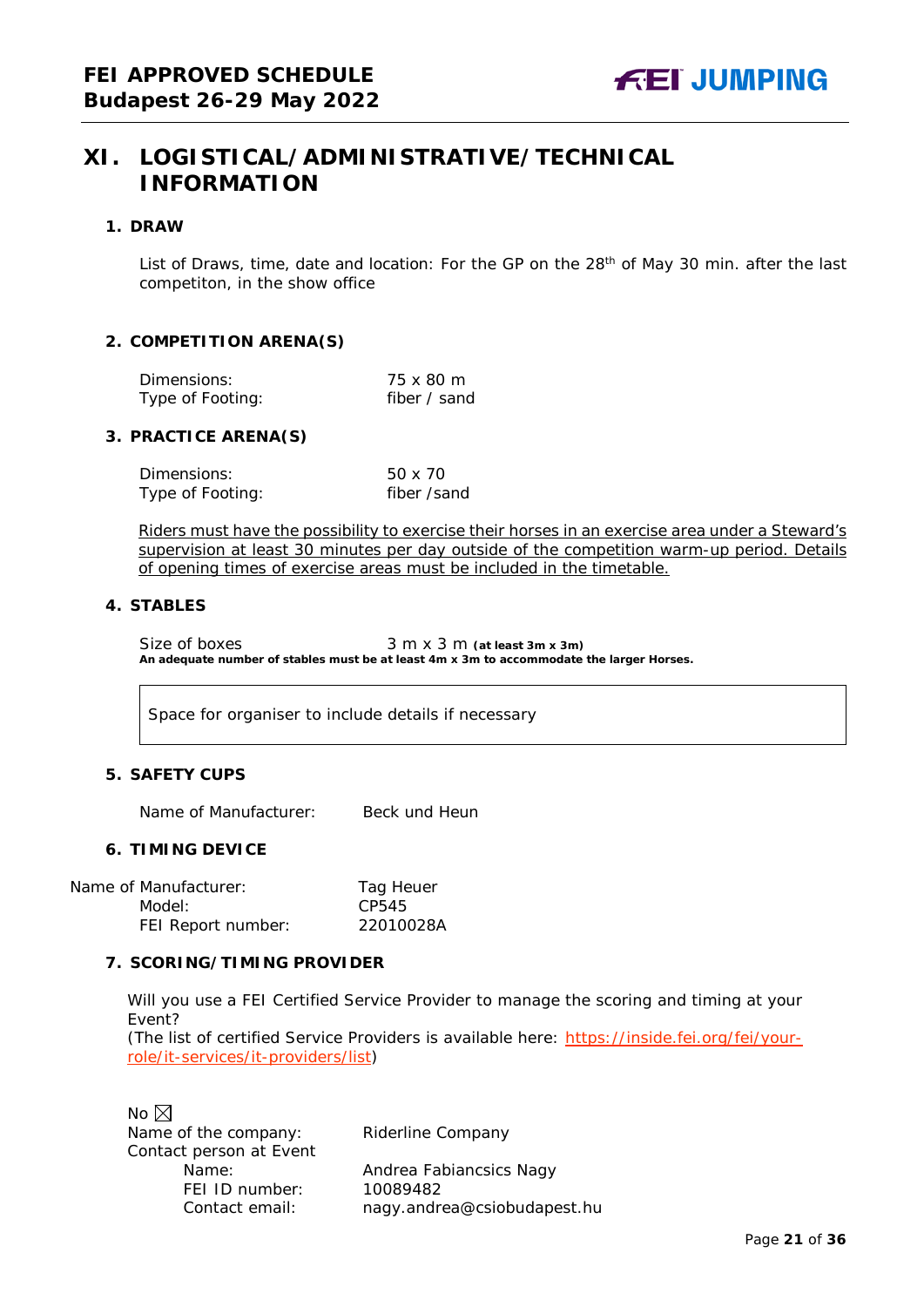# XI. LOGISTICAL/ADMINISTRATIVE/TECHNICAL INFORMATION

## 1. DRAW

List of Draws, time, date and location: For the GP on the 28th of May 30 min. after the last competiton, in the show office

## 2. COMPETITION ARENA(S)

| | |
|---|---|
| Dimensions: | 75 x 80 m |
| Type of Footing: | fiber / sand |

## 3. PRACTICE ARENA(S)

| | |
|---|---|
| Dimensions: | 50 x 70 |
| Type of Footing: | fiber /sand |

Riders must have the possibility to exercise their horses in an exercise area under a Steward's supervision at least 30 minutes per day outside of the competition warm-up period. Details of opening times of exercise areas must be included in the timetable.

## 4. STABLES

Size of boxes 3 m x 3 m **(at least 3m x 3m)**

**An adequate number of stables must be at least 4m x 3m to accommodate the larger Horses.**

Space for organiser to include details if necessary

## 5. SAFETY CUPS

Name of Manufacturer: Beck und Heun

## 6. TIMING DEVICE

| | |
|---|---|
| Name of Manufacturer: | Tag Heuer |
| Model: | CP545 |
| FEI Report number: | 22010028A |

## 7. SCORING/TIMING PROVIDER

Will you use a FEI Certified Service Provider to manage the scoring and timing at your Event?
(The list of certified Service Providers is available here: https://inside.fei.org/fei/your-role/it-services/it-providers/list)

No ☒

| | |
|---|---|
| Name of the company: | Riderline Company |
| Contact person at Event | |
| Name: | Andrea Fabiancsics Nagy |
| FEI ID number: | 10089482 |
| Contact email: | nagy.andrea@csiobudapest.hu |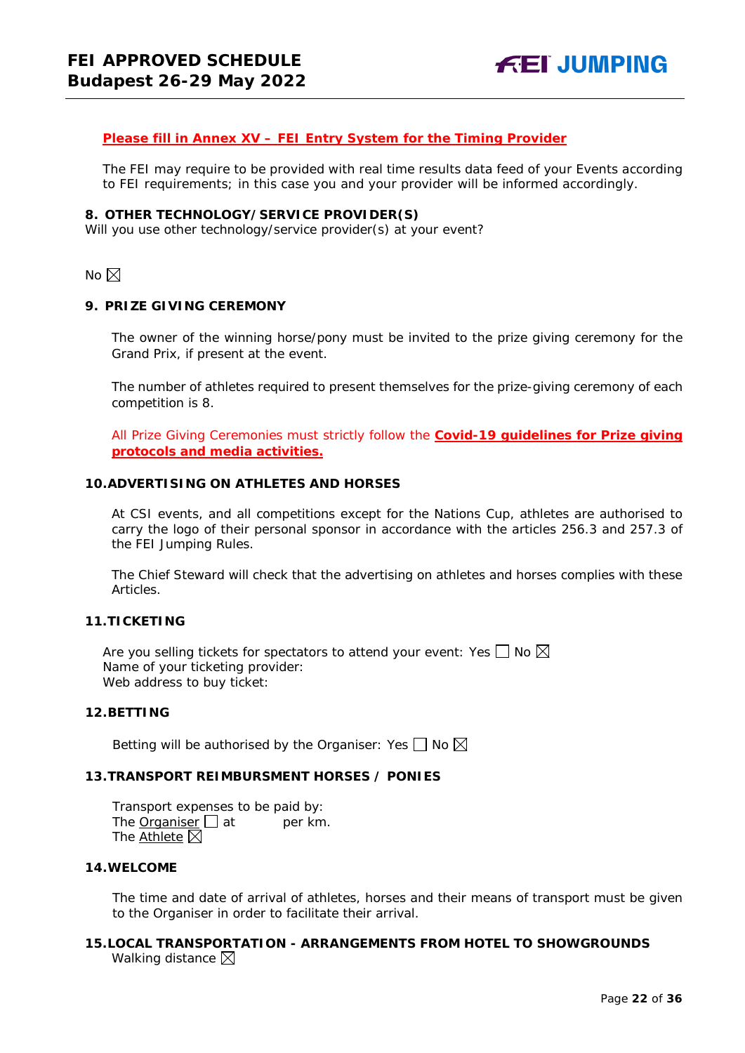**Please fill in Annex XV – FEI Entry System for the Timing Provider**

The FEI may require to be provided with real time results data feed of your Events according to FEI requirements; in this case you and your provider will be informed accordingly.

### 8. OTHER TECHNOLOGY/SERVICE PROVIDER(S)

Will you use other technology/service provider(s) at your event?

No ☒

### 9. PRIZE GIVING CEREMONY

The owner of the winning horse/pony must be invited to the prize giving ceremony for the Grand Prix, if present at the event.

The number of athletes required to present themselves for the prize-giving ceremony of each competition is 8.

All Prize Giving Ceremonies must strictly follow the **Covid-19 guidelines for Prize giving protocols and media activities.**

### 10. ADVERTISING ON ATHLETES AND HORSES

At CSI events, and all competitions except for the Nations Cup, athletes are authorised to carry the logo of their personal sponsor in accordance with the articles 256.3 and 257.3 of the FEI Jumping Rules.

The Chief Steward will check that the advertising on athletes and horses complies with these Articles.

### 11. TICKETING

Are you selling tickets for spectators to attend your event: Yes ☐ No ☒
Name of your ticketing provider:
Web address to buy ticket:

### 12. BETTING

Betting will be authorised by the Organiser: Yes ☐ No ☒

### 13. TRANSPORT REIMBURSMENT HORSES / PONIES

Transport expenses to be paid by:
The Organiser ☐ at per km.
The Athlete ☒

### 14. WELCOME

The time and date of arrival of athletes, horses and their means of transport must be given to the Organiser in order to facilitate their arrival.

### 15. LOCAL TRANSPORTATION - ARRANGEMENTS FROM HOTEL TO SHOWGROUNDS

Walking distance ☒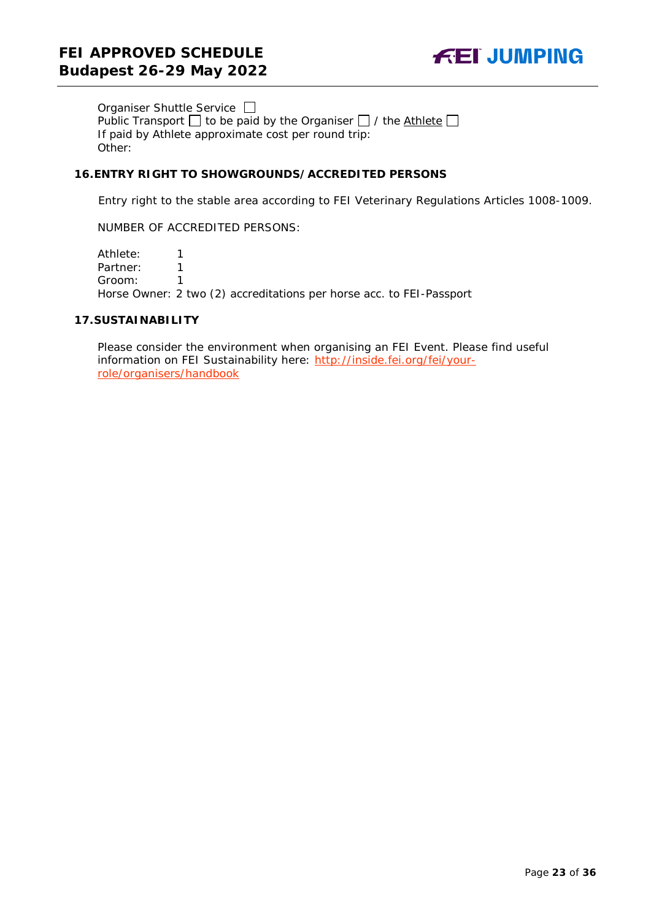Organiser Shuttle Service ☐
Public Transport ☐ to be paid by the Organiser ☐ / the Athlete ☐
If paid by Athlete approximate cost per round trip:
Other:

## 16. ENTRY RIGHT TO SHOWGROUNDS/ACCREDITED PERSONS

Entry right to the stable area according to FEI Veterinary Regulations Articles 1008-1009.

NUMBER OF ACCREDITED PERSONS:

Athlete: 1
Partner: 1
Groom: 1
Horse Owner: 2 two (2) accreditations per horse acc. to FEI-Passport

## 17. SUSTAINABILITY

Please consider the environment when organising an FEI Event. Please find useful information on FEI Sustainability here: [http://inside.fei.org/fei/your-role/organisers/handbook](http://inside.fei.org/fei/your-role/organisers/handbook)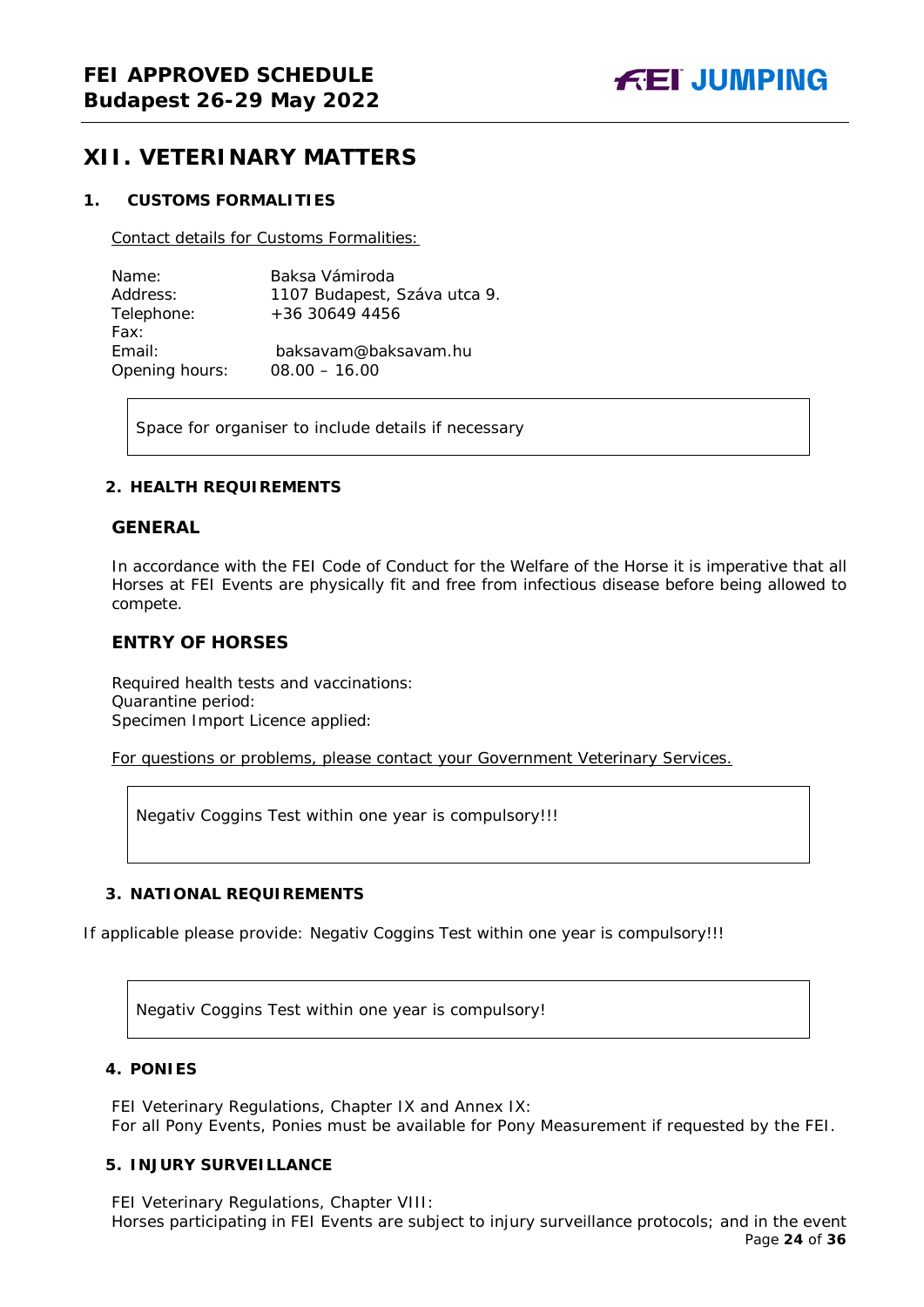# XII. VETERINARY MATTERS

## 1. CUSTOMS FORMALITIES

Contact details for Customs Formalities:

| | |
|---|---|
| Name: | Baksa Vámiroda |
| Address: | 1107 Budapest, Száva utca 9. |
| Telephone: | +36 30649 4456 |
| Fax: | |
| Email: | baksavam@baksavam.hu |
| Opening hours: | 08.00 – 16.00 |

> Space for organiser to include details if necessary

## 2. HEALTH REQUIREMENTS

### GENERAL

In accordance with the FEI Code of Conduct for the Welfare of the Horse it is imperative that all Horses at FEI Events are physically fit and free from infectious disease before being allowed to compete.

### ENTRY OF HORSES

Required health tests and vaccinations:
Quarantine period:
Specimen Import Licence applied:

For questions or problems, please contact your Government Veterinary Services.

> Negativ Coggins Test within one year is compulsory!!!

## 3. NATIONAL REQUIREMENTS

If applicable please provide: Negativ Coggins Test within one year is compulsory!!!

> Negativ Coggins Test within one year is compulsory!

## 4. PONIES

FEI Veterinary Regulations, Chapter IX and Annex IX:
For all Pony Events, Ponies must be available for Pony Measurement if requested by the FEI.

## 5. INJURY SURVEILLANCE

FEI Veterinary Regulations, Chapter VIII:
Horses participating in FEI Events are subject to injury surveillance protocols; and in the event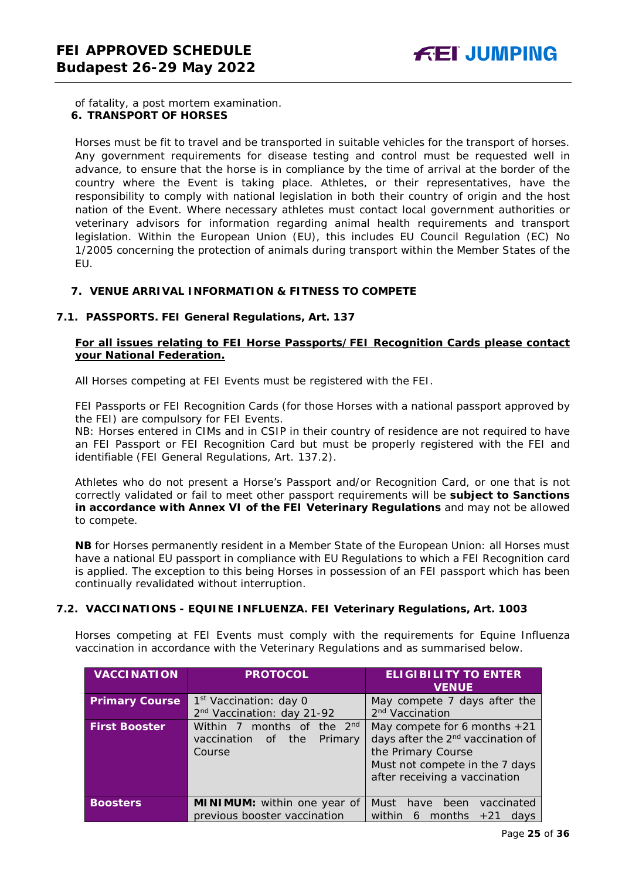of fatality, a post mortem examination.

## 6. TRANSPORT OF HORSES

Horses must be fit to travel and be transported in suitable vehicles for the transport of horses. Any government requirements for disease testing and control must be requested well in advance, to ensure that the horse is in compliance by the time of arrival at the border of the country where the Event is taking place. Athletes, or their representatives, have the responsibility to comply with national legislation in both their country of origin and the host nation of the Event. Where necessary athletes must contact local government authorities or veterinary advisors for information regarding animal health requirements and transport legislation. Within the European Union (EU), this includes EU Council Regulation (EC) No 1/2005 concerning the protection of animals during transport within the Member States of the EU.

## 7. VENUE ARRIVAL INFORMATION & FITNESS TO COMPETE

### 7.1. PASSPORTS. FEI General Regulations, Art. 137

**For all issues relating to FEI Horse Passports/FEI Recognition Cards please contact your National Federation.**

All Horses competing at FEI Events must be registered with the FEI.

FEI Passports or FEI Recognition Cards (for those Horses with a national passport approved by the FEI) are compulsory for FEI Events.
NB: Horses entered in CIMs and in CSIP in their country of residence are not required to have an FEI Passport or FEI Recognition Card but must be properly registered with the FEI and identifiable (FEI General Regulations, Art. 137.2).

Athletes who do not present a Horse's Passport and/or Recognition Card, or one that is not correctly validated or fail to meet other passport requirements will be **subject to Sanctions in accordance with Annex VI of the FEI Veterinary Regulations** and may not be allowed to compete.

**NB** for Horses permanently resident in a Member State of the European Union: all Horses must have a national EU passport in compliance with EU Regulations to which a FEI Recognition card is applied. The exception to this being Horses in possession of an FEI passport which has been continually revalidated without interruption.

### 7.2. VACCINATIONS - EQUINE INFLUENZA. FEI Veterinary Regulations, Art. 1003

Horses competing at FEI Events must comply with the requirements for Equine Influenza vaccination in accordance with the Veterinary Regulations and as summarised below.

| VACCINATION | PROTOCOL | ELIGIBILITY TO ENTER VENUE |
|---|---|---|
| **Primary Course** | 1st Vaccination: day 0<br>2nd Vaccination: day 21-92 | May compete 7 days after the 2nd Vaccination |
| **First Booster** | Within 7 months of the 2nd vaccination of the Primary Course | May compete for 6 months +21 days after the 2nd vaccination of the Primary Course<br>Must not compete in the 7 days after receiving a vaccination |
| **Boosters** | **MINIMUM:** within one year of previous booster vaccination | Must have been vaccinated within 6 months +21 days |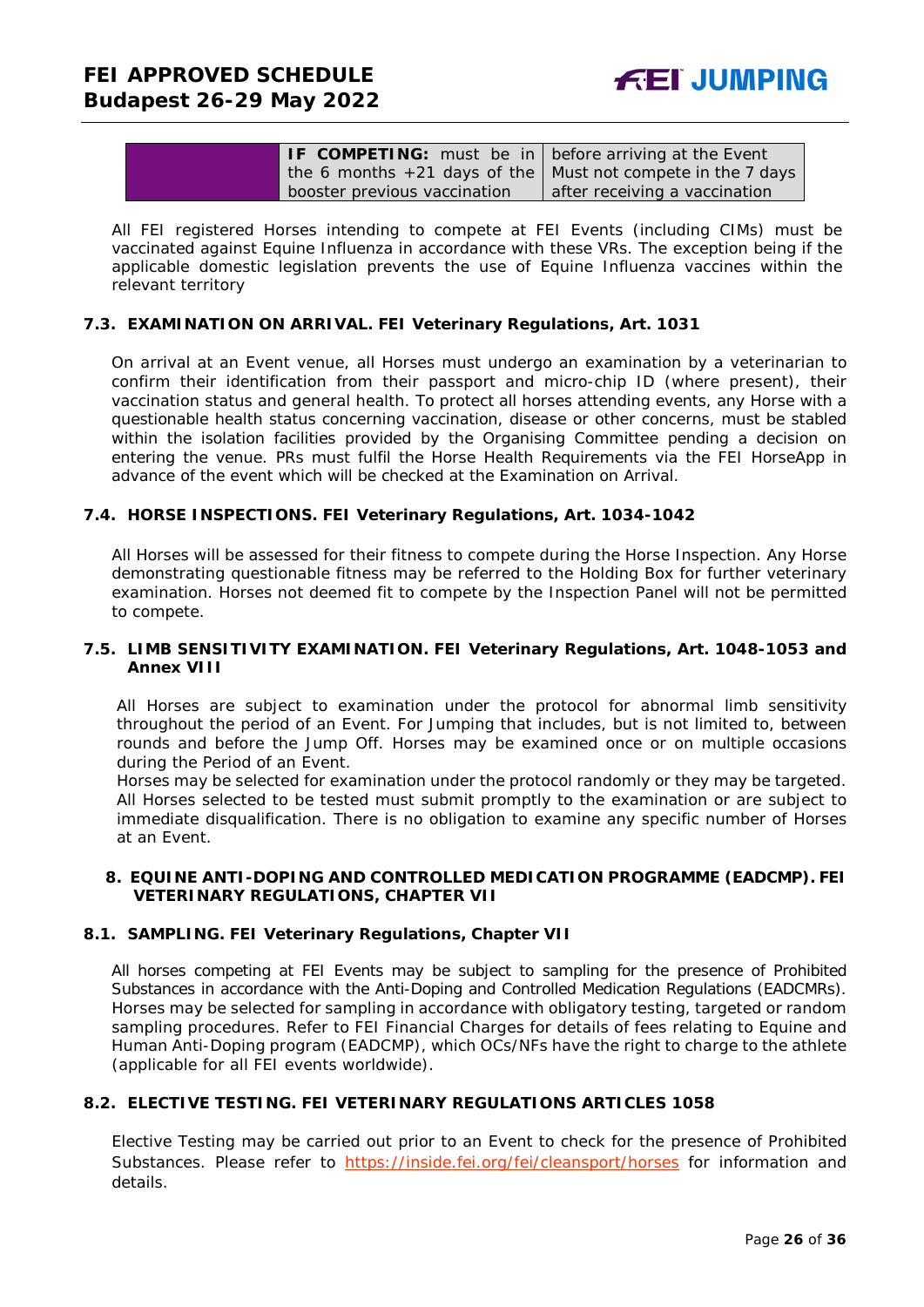|  | **IF COMPETING:** must be in the 6 months +21 days of the booster previous vaccination | before arriving at the Event Must not compete in the 7 days after receiving a vaccination |
|---|---|---|

All FEI registered Horses intending to compete at FEI Events (including CIMs) must be vaccinated against Equine Influenza in accordance with these VRs. The exception being if the applicable domestic legislation prevents the use of Equine Influenza vaccines within the relevant territory

### 7.3. EXAMINATION ON ARRIVAL. FEI Veterinary Regulations, Art. 1031

On arrival at an Event venue, all Horses must undergo an examination by a veterinarian to confirm their identification from their passport and micro-chip ID (where present), their vaccination status and general health. To protect all horses attending events, any Horse with a questionable health status concerning vaccination, disease or other concerns, must be stabled within the isolation facilities provided by the Organising Committee pending a decision on entering the venue. PRs must fulfil the Horse Health Requirements via the FEI HorseApp in advance of the event which will be checked at the Examination on Arrival.

### 7.4. HORSE INSPECTIONS. FEI Veterinary Regulations, Art. 1034-1042

All Horses will be assessed for their fitness to compete during the Horse Inspection. Any Horse demonstrating questionable fitness may be referred to the Holding Box for further veterinary examination. Horses not deemed fit to compete by the Inspection Panel will not be permitted to compete.

### 7.5. LIMB SENSITIVITY EXAMINATION. FEI Veterinary Regulations, Art. 1048-1053 and Annex VIII

All Horses are subject to examination under the protocol for abnormal limb sensitivity throughout the period of an Event. For Jumping that includes, but is not limited to, between rounds and before the Jump Off. Horses may be examined once or on multiple occasions during the Period of an Event.
Horses may be selected for examination under the protocol randomly or they may be targeted. All Horses selected to be tested must submit promptly to the examination or are subject to immediate disqualification. There is no obligation to examine any specific number of Horses at an Event.

## 8. EQUINE ANTI-DOPING AND CONTROLLED MEDICATION PROGRAMME (EADCMP). FEI VETERINARY REGULATIONS, CHAPTER VII

### 8.1. SAMPLING. FEI Veterinary Regulations, Chapter VII

All horses competing at FEI Events may be subject to sampling for the presence of Prohibited Substances in accordance with the Anti-Doping and Controlled Medication Regulations (EADCMRs). Horses may be selected for sampling in accordance with obligatory testing, targeted or random sampling procedures. Refer to FEI Financial Charges for details of fees relating to Equine and Human Anti-Doping program (EADCMP), which OCs/NFs have the right to charge to the athlete (applicable for all FEI events worldwide).

### 8.2. ELECTIVE TESTING. FEI VETERINARY REGULATIONS ARTICLES 1058

Elective Testing may be carried out prior to an Event to check for the presence of Prohibited Substances. Please refer to https://inside.fei.org/fei/cleansport/horses for information and details.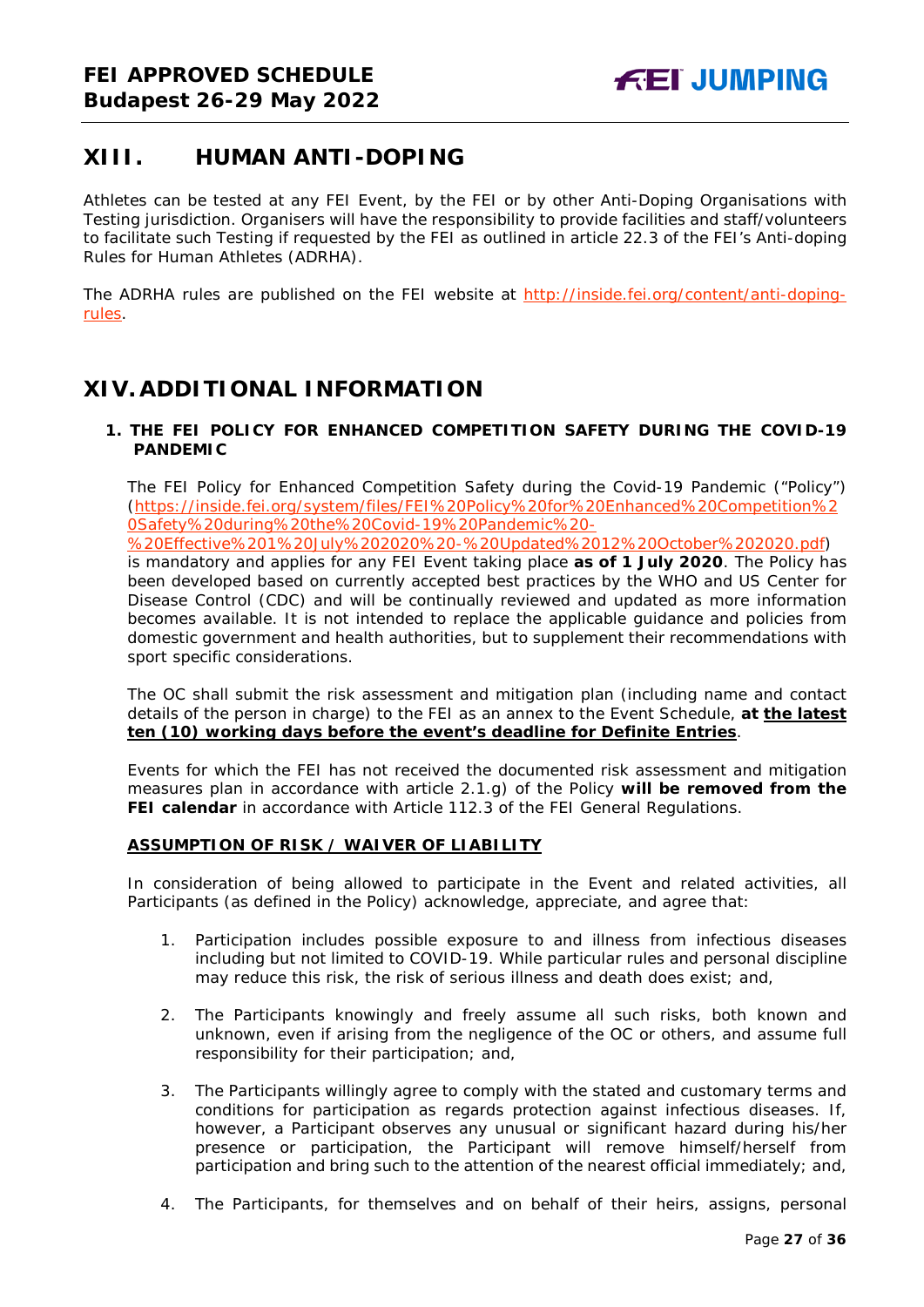## XIII. HUMAN ANTI-DOPING

Athletes can be tested at any FEI Event, by the FEI or by other Anti-Doping Organisations with Testing jurisdiction. Organisers will have the responsibility to provide facilities and staff/volunteers to facilitate such Testing if requested by the FEI as outlined in article 22.3 of the FEI's Anti-doping Rules for Human Athletes (ADRHA).

The ADRHA rules are published on the FEI website at [http://inside.fei.org/content/anti-doping-rules](http://inside.fei.org/content/anti-doping-rules).

## XIV. ADDITIONAL INFORMATION

### 1. THE FEI POLICY FOR ENHANCED COMPETITION SAFETY DURING THE COVID-19 PANDEMIC

The FEI Policy for Enhanced Competition Safety during the Covid-19 Pandemic ("Policy") ([https://inside.fei.org/system/files/FEI%20Policy%20for%20Enhanced%20Competition%20Safety%20during%20the%20Covid-19%20Pandemic%20-%20Effective%201%20July%202020%20-%20Updated%2012%20October%202020.pdf](https://inside.fei.org/system/files/FEI%20Policy%20for%20Enhanced%20Competition%20Safety%20during%20the%20Covid-19%20Pandemic%20-%20Effective%201%20July%202020%20-%20Updated%2012%20October%202020.pdf)) is mandatory and applies for any FEI Event taking place **as of 1 July 2020**. The Policy has been developed based on currently accepted best practices by the WHO and US Center for Disease Control (CDC) and will be continually reviewed and updated as more information becomes available. It is not intended to replace the applicable guidance and policies from domestic government and health authorities, but to supplement their recommendations with sport specific considerations.

The OC shall submit the risk assessment and mitigation plan (including name and contact details of the person in charge) to the FEI as an annex to the Event Schedule, **at <u>the latest ten (10) working days before the event's deadline for Definite Entries</u>**.

Events for which the FEI has not received the documented risk assessment and mitigation measures plan in accordance with article 2.1.g) of the Policy **will be removed from the FEI calendar** in accordance with Article 112.3 of the FEI General Regulations.

**<u>ASSUMPTION OF RISK / WAIVER OF LIABILITY</u>**

In consideration of being allowed to participate in the Event and related activities, all Participants (as defined in the Policy) acknowledge, appreciate, and agree that:

1. Participation includes possible exposure to and illness from infectious diseases including but not limited to COVID-19. While particular rules and personal discipline may reduce this risk, the risk of serious illness and death does exist; and,

2. The Participants knowingly and freely assume all such risks, both known and unknown, even if arising from the negligence of the OC or others, and assume full responsibility for their participation; and,

3. The Participants willingly agree to comply with the stated and customary terms and conditions for participation as regards protection against infectious diseases. If, however, a Participant observes any unusual or significant hazard during his/her presence or participation, the Participant will remove himself/herself from participation and bring such to the attention of the nearest official immediately; and,

4. The Participants, for themselves and on behalf of their heirs, assigns, personal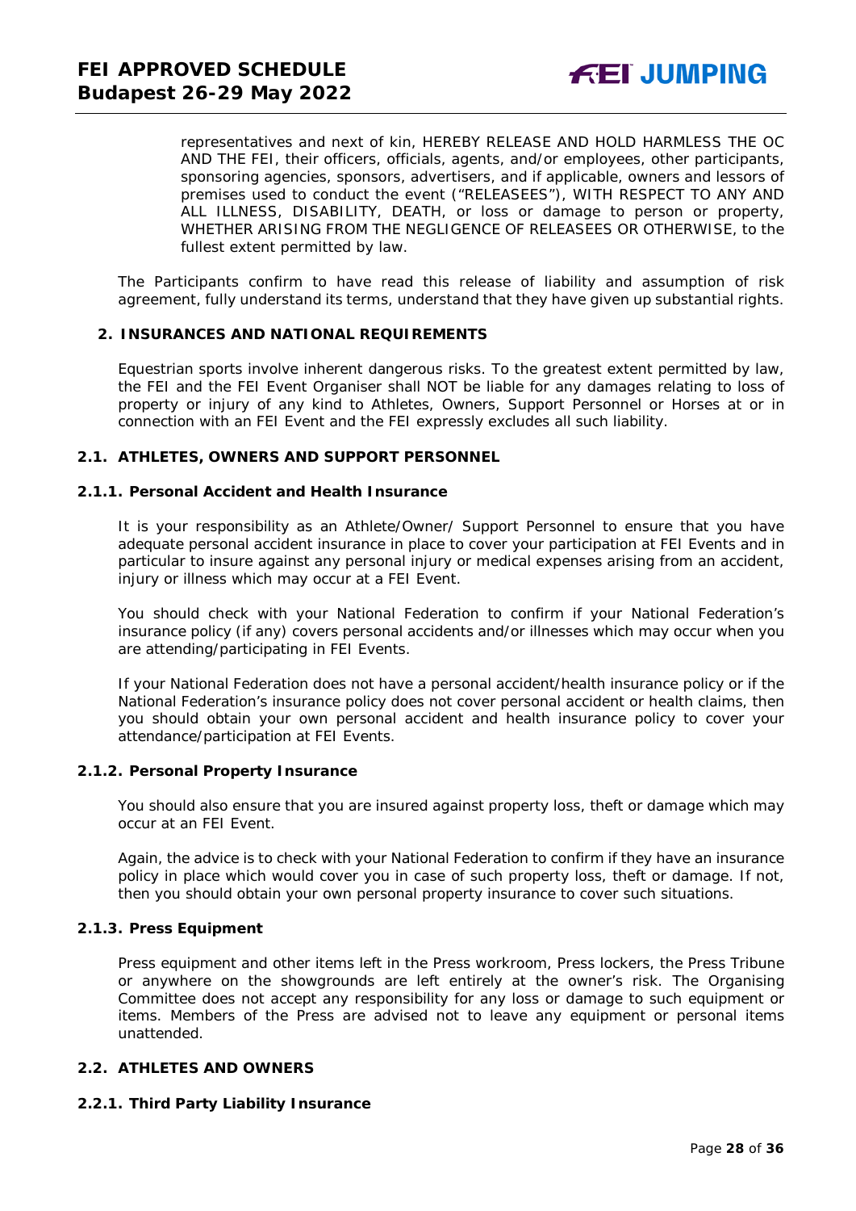representatives and next of kin, HEREBY RELEASE AND HOLD HARMLESS THE OC AND THE FEI, their officers, officials, agents, and/or employees, other participants, sponsoring agencies, sponsors, advertisers, and if applicable, owners and lessors of premises used to conduct the event ("RELEASEES"), WITH RESPECT TO ANY AND ALL ILLNESS, DISABILITY, DEATH, or loss or damage to person or property, WHETHER ARISING FROM THE NEGLIGENCE OF RELEASEES OR OTHERWISE, to the fullest extent permitted by law.

The Participants confirm to have read this release of liability and assumption of risk agreement, fully understand its terms, understand that they have given up substantial rights.

## 2. INSURANCES AND NATIONAL REQUIREMENTS

Equestrian sports involve inherent dangerous risks. To the greatest extent permitted by law, the FEI and the FEI Event Organiser shall NOT be liable for any damages relating to loss of property or injury of any kind to Athletes, Owners, Support Personnel or Horses at or in connection with an FEI Event and the FEI expressly excludes all such liability.

### 2.1. ATHLETES, OWNERS AND SUPPORT PERSONNEL

#### 2.1.1. Personal Accident and Health Insurance

It is your responsibility as an Athlete/Owner/ Support Personnel to ensure that you have adequate personal accident insurance in place to cover your participation at FEI Events and in particular to insure against any personal injury or medical expenses arising from an accident, injury or illness which may occur at a FEI Event.

You should check with your National Federation to confirm if your National Federation's insurance policy (if any) covers personal accidents and/or illnesses which may occur when you are attending/participating in FEI Events.

If your National Federation does not have a personal accident/health insurance policy or if the National Federation's insurance policy does not cover personal accident or health claims, then you should obtain your own personal accident and health insurance policy to cover your attendance/participation at FEI Events.

#### 2.1.2. Personal Property Insurance

You should also ensure that you are insured against property loss, theft or damage which may occur at an FEI Event.

Again, the advice is to check with your National Federation to confirm if they have an insurance policy in place which would cover you in case of such property loss, theft or damage. If not, then you should obtain your own personal property insurance to cover such situations.

#### 2.1.3. Press Equipment

Press equipment and other items left in the Press workroom, Press lockers, the Press Tribune or anywhere on the showgrounds are left entirely at the owner's risk. The Organising Committee does not accept any responsibility for any loss or damage to such equipment or items. Members of the Press are advised not to leave any equipment or personal items unattended.

### 2.2. ATHLETES AND OWNERS

#### 2.2.1. Third Party Liability Insurance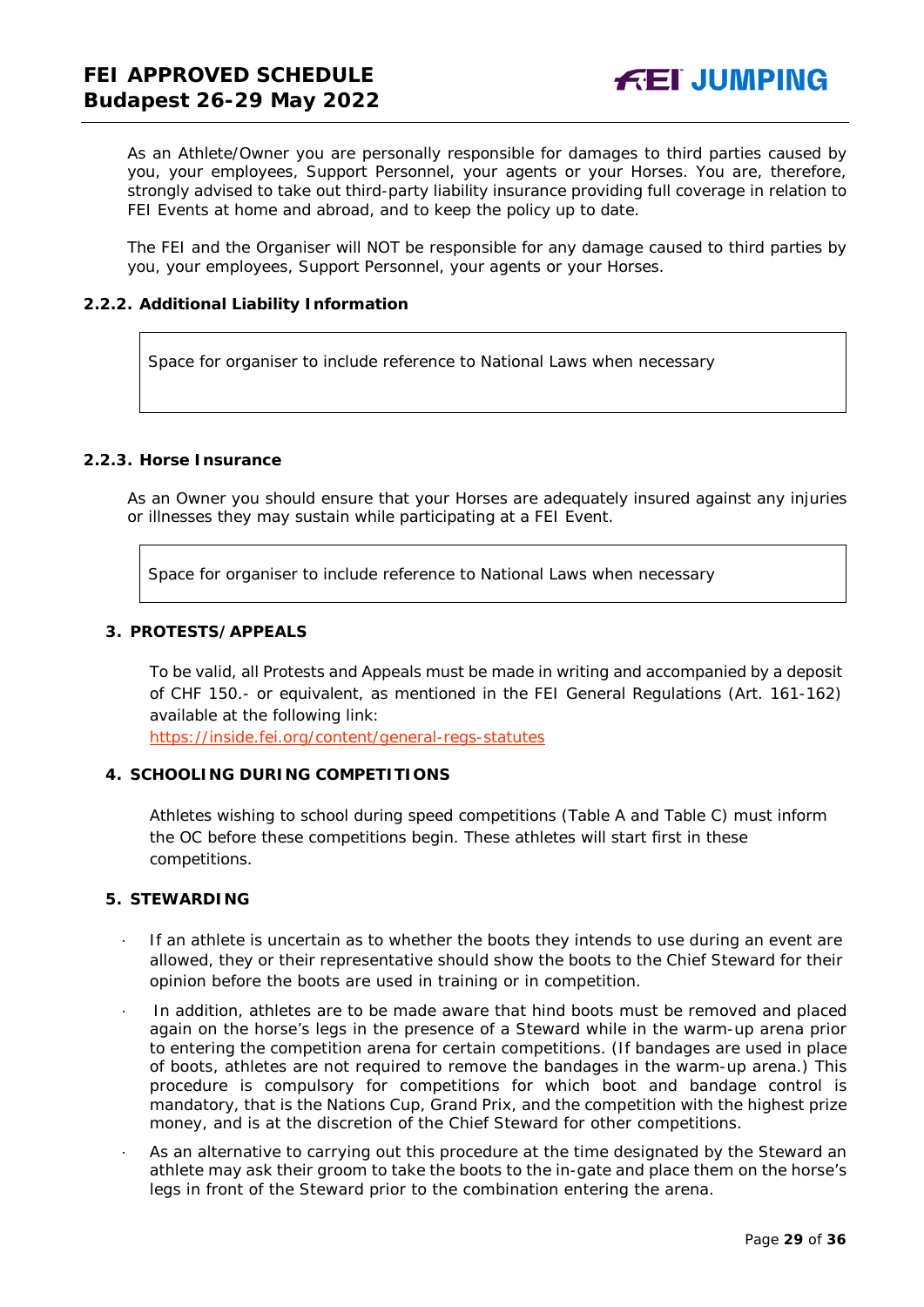As an Athlete/Owner you are personally responsible for damages to third parties caused by you, your employees, Support Personnel, your agents or your Horses. You are, therefore, strongly advised to take out third-party liability insurance providing full coverage in relation to FEI Events at home and abroad, and to keep the policy up to date.

The FEI and the Organiser will NOT be responsible for any damage caused to third parties by you, your employees, Support Personnel, your agents or your Horses.

### 2.2.2. Additional Liability Information

| Space for organiser to include reference to National Laws when necessary |
|---|

### 2.2.3. Horse Insurance

As an Owner you should ensure that your Horses are adequately insured against any injuries or illnesses they may sustain while participating at a FEI Event.

| Space for organiser to include reference to National Laws when necessary |
|---|

## 3. PROTESTS/APPEALS

To be valid, all Protests and Appeals must be made in writing and accompanied by a deposit of CHF 150.- or equivalent, as mentioned in the FEI General Regulations (Art. 161-162) available at the following link:
https://inside.fei.org/content/general-regs-statutes

## 4. SCHOOLING DURING COMPETITIONS

Athletes wishing to school during speed competitions (Table A and Table C) must inform the OC before these competitions begin. These athletes will start first in these competitions.

## 5. STEWARDING

- If an athlete is uncertain as to whether the boots they intends to use during an event are allowed, they or their representative should show the boots to the Chief Steward for their opinion before the boots are used in training or in competition.
- In addition, athletes are to be made aware that hind boots must be removed and placed again on the horse's legs in the presence of a Steward while in the warm-up arena prior to entering the competition arena for certain competitions. (If bandages are used in place of boots, athletes are not required to remove the bandages in the warm-up arena.) This procedure is compulsory for competitions for which boot and bandage control is mandatory, that is the Nations Cup, Grand Prix, and the competition with the highest prize money, and is at the discretion of the Chief Steward for other competitions.
- As an alternative to carrying out this procedure at the time designated by the Steward an athlete may ask their groom to take the boots to the in-gate and place them on the horse's legs in front of the Steward prior to the combination entering the arena.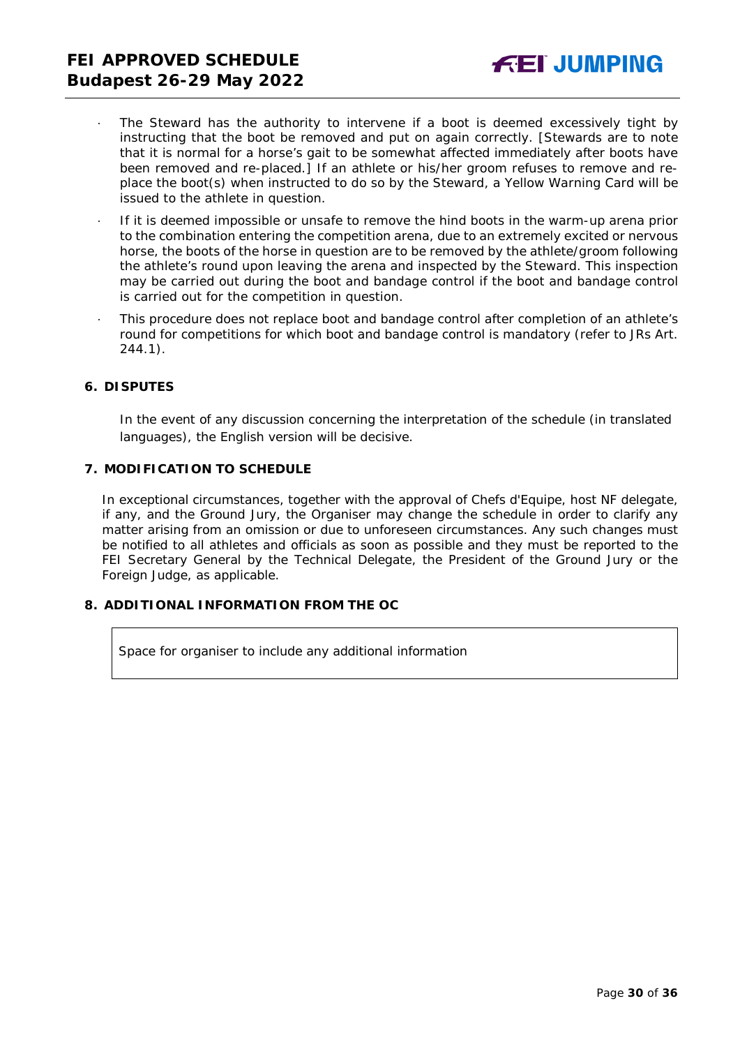- The Steward has the authority to intervene if a boot is deemed excessively tight by instructing that the boot be removed and put on again correctly. [Stewards are to note that it is normal for a horse's gait to be somewhat affected immediately after boots have been removed and re-placed.] If an athlete or his/her groom refuses to remove and re-place the boot(s) when instructed to do so by the Steward, a Yellow Warning Card will be issued to the athlete in question.
- If it is deemed impossible or unsafe to remove the hind boots in the warm-up arena prior to the combination entering the competition arena, due to an extremely excited or nervous horse, the boots of the horse in question are to be removed by the athlete/groom following the athlete's round upon leaving the arena and inspected by the Steward. This inspection may be carried out during the boot and bandage control if the boot and bandage control is carried out for the competition in question.
- This procedure does not replace boot and bandage control after completion of an athlete's round for competitions for which boot and bandage control is mandatory (refer to JRs Art. 244.1).

## 6. DISPUTES

In the event of any discussion concerning the interpretation of the schedule (in translated languages), the English version will be decisive.

## 7. MODIFICATION TO SCHEDULE

In exceptional circumstances, together with the approval of Chefs d'Equipe, host NF delegate, if any, and the Ground Jury, the Organiser may change the schedule in order to clarify any matter arising from an omission or due to unforeseen circumstances. Any such changes must be notified to all athletes and officials as soon as possible and they must be reported to the FEI Secretary General by the Technical Delegate, the President of the Ground Jury or the Foreign Judge, as applicable.

## 8. ADDITIONAL INFORMATION FROM THE OC

| Space for organiser to include any additional information |
|---|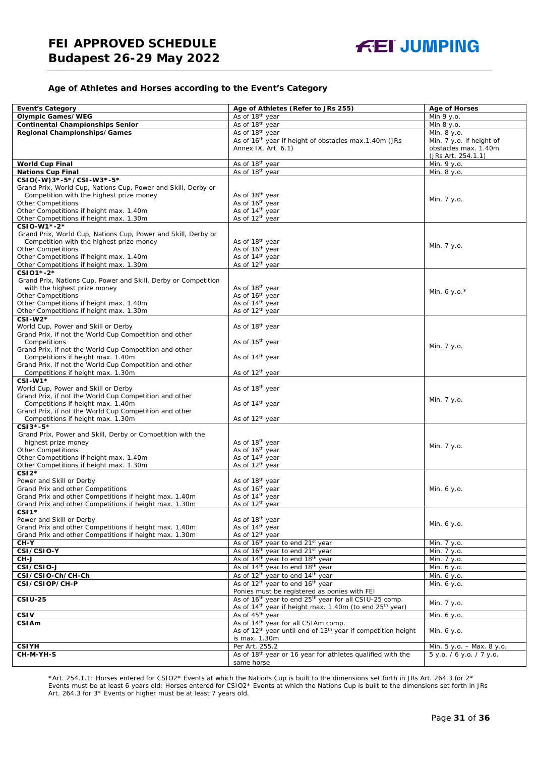### Age of Athletes and Horses according to the Event's Category

| Event's Category | Age of Athletes (Refer to JRs 255) | Age of Horses |
|---|---|---|
| **Olympic Games/WEG** | As of 18th year | Min 9 y.o. |
| **Continental Championships Senior** | As of 18th year | Min 8 y.o. |
| **Regional Championships/Games** | As of 18th year<br>As of 16th year if height of obstacles max.1.40m (JRs Annex IX, Art. 6.1) | Min. 8 y.o.<br>Min. 7 y.o. if height of obstacles max. 1.40m (JRs Art. 254.1.1) |
| **World Cup Final** | As of 18th year | Min. 9 y.o. |
| **Nations Cup Final** | As of 18th year | Min. 8 y.o. |
| **CSIO(-W)3*-5*/CSI-W3*-5***<br>Grand Prix, World Cup, Nations Cup, Power and Skill, Derby or Competition with the highest prize money<br>Other Competitions<br>Other Competitions if height max. 1.40m<br>Other Competitions if height max. 1.30m | <br>As of 18th year<br>As of 16th year<br>As of 14th year<br>As of 12th year | Min. 7 y.o. |
| **CSIO-W1*-2***<br>Grand Prix, World Cup, Nations Cup, Power and Skill, Derby or Competition with the highest prize money<br>Other Competitions<br>Other Competitions if height max. 1.40m<br>Other Competitions if height max. 1.30m | <br>As of 18th year<br>As of 16th year<br>As of 14th year<br>As of 12th year | Min. 7 y.o. |
| **CSIO1*-2***<br>Grand Prix, Nations Cup, Power and Skill, Derby or Competition with the highest prize money<br>Other Competitions<br>Other Competitions if height max. 1.40m<br>Other Competitions if height max. 1.30m | <br>As of 18th year<br>As of 16th year<br>As of 14th year<br>As of 12th year | Min. 6 y.o.* |
| **CSI-W2***<br>World Cup, Power and Skill or Derby<br>Grand Prix, if not the World Cup Competition and other Competitions<br>Grand Prix, if not the World Cup Competition and other Competitions if height max. 1.40m<br>Grand Prix, if not the World Cup Competition and other Competitions if height max. 1.30m | <br>As of 18th year<br>As of 16th year<br>As of 14th year<br>As of 12th year | Min. 7 y.o. |
| **CSI-W1***<br>World Cup, Power and Skill or Derby<br>Grand Prix, if not the World Cup Competition and other Competitions if height max. 1.40m<br>Grand Prix, if not the World Cup Competition and other Competitions if height max. 1.30m | <br>As of 18th year<br>As of 14th year<br>As of 12th year | Min. 7 y.o. |
| **CSI3*-5***<br>Grand Prix, Power and Skill, Derby or Competition with the highest prize money<br>Other Competitions<br>Other Competitions if height max. 1.40m<br>Other Competitions if height max. 1.30m | <br>As of 18th year<br>As of 16th year<br>As of 14th year<br>As of 12th year | Min. 7 y.o. |
| **CSI2***<br>Power and Skill or Derby<br>Grand Prix and other Competitions<br>Grand Prix and other Competitions if height max. 1.40m<br>Grand Prix and other Competitions if height max. 1.30m | <br>As of 18th year<br>As of 16th year<br>As of 14th year<br>As of 12th year | Min. 6 y.o. |
| **CSI1***<br>Power and Skill or Derby<br>Grand Prix and other Competitions if height max. 1.40m<br>Grand Prix and other Competitions if height max. 1.30m | <br>As of 18th year<br>As of 14th year<br>As of 12th year | Min. 6 y.o. |
| **CH-Y** | As of 16th year to end 21st year | Min. 7 y.o. |
| **CSI/CSIO-Y** | As of 16th year to end 21st year | Min. 7 y.o. |
| **CH-J** | As of 14th year to end 18th year | Min. 7 y.o. |
| **CSI/CSIO-J** | As of 14th year to end 18th year | Min. 6 y.o. |
| **CSI/CSIO-Ch/CH-Ch** | As of 12th year to end 14th year | Min. 6 y.o. |
| **CSI/CSIOP/CH-P** | As of 12th year to end 16th year<br>Ponies must be registered as ponies with FEI | Min. 6 y.o. |
| **CSIU-25** | As of 16th year to end 25th year for all CSIU-25 comp.<br>As of 14th year if height max. 1.40m (to end 25th year) | Min. 7 y.o. |
| **CSIV** | As of 45th year | Min. 6 y.o. |
| **CSIAm** | As of 14th year for all CSIAm comp.<br>As of 12th year until end of 13th year if competition height is max. 1.30m | Min. 6 y.o. |
| **CSIYH** | Per Art. 255.2 | Min. 5 y.o. – Max. 8 y.o. |
| **CH-M-YH-S** | As of 18th year or 16 year for athletes qualified with the same horse | 5 y.o. / 6 y.o. / 7 y.o. |

*Art. 254.1.1: Horses entered for CSIO2* Events at which the Nations Cup is built to the dimensions set forth in JRs Art. 264.3 for 2* Events must be at least 6 years old; Horses entered for CSIO2* Events at which the Nations Cup is built to the dimensions set forth in JRs Art. 264.3 for 3* Events or higher must be at least 7 years old.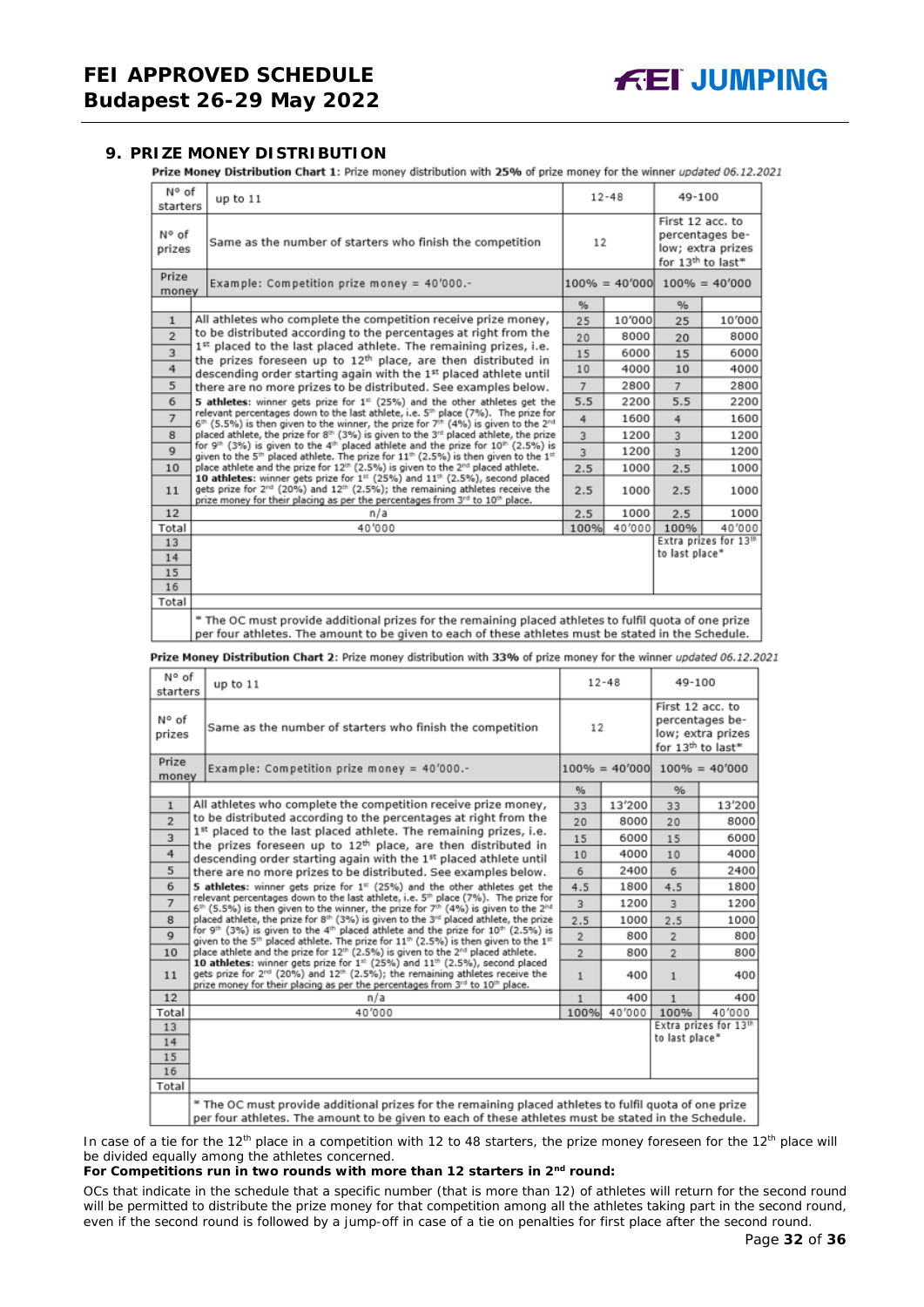## 9. PRIZE MONEY DISTRIBUTION

**Prize Money Distribution Chart 1:** Prize money distribution with **25%** of prize money for the winner *updated 06.12.2021*

| N° of starters | up to 11 | 12-48 | | 49-100 | |
|---|---|---|---|---|---|
| N° of prizes | Same as the number of starters who finish the competition | 12 | | First 12 acc. to percentages below; extra prizes for 13th to last* | |
| Prize money | Example: Competition prize money = 40'000.- | 100% = 40'000 | | 100% = 40'000 | |
| | | % | | % | |
| 1 | All athletes who complete the competition receive prize money, to be distributed according to the percentages at right from the 1st placed to the last placed athlete. The remaining prizes, i.e. the prizes foreseen up to 12th place, are then distributed in descending order starting again with the 1st placed athlete until there are no more prizes to be distributed. See examples below. **5 athletes**: winner gets prize for 1st (25%) and the other athletes get the relevant percentages down to the last athlete, i.e. 5th place (7%). The prize for 6th (5.5%) is then given to the winner, the prize for 7th (4%) is given to the 2nd placed athlete, the prize for 8th (3%) is given to the 3rd placed athlete, the prize for 9th (3%) is given to the 4th placed athlete and the prize for 10th (2.5%) is given to the 5th placed athlete. The prize for 11th (2.5%) is then given to the 1st place athlete and the prize for 12th (2.5%) is given to the 2nd placed athlete. **10 athletes**: winner gets prize for 1st (25%) and 11th (2.5%), second placed gets prize for 2nd (20%) and 12th (2.5%); the remaining athletes receive the prize money for their placing as per the percentages from 3rd to 10th place. | 25 | 10'000 | 25 | 10'000 |
| 2 | | 20 | 8000 | 20 | 8000 |
| 3 | | 15 | 6000 | 15 | 6000 |
| 4 | | 10 | 4000 | 10 | 4000 |
| 5 | | 7 | 2800 | 7 | 2800 |
| 6 | | 5.5 | 2200 | 5.5 | 2200 |
| 7 | | 4 | 1600 | 4 | 1600 |
| 8 | | 3 | 1200 | 3 | 1200 |
| 9 | | 3 | 1200 | 3 | 1200 |
| 10 | | 2.5 | 1000 | 2.5 | 1000 |
| 11 | | 2.5 | 1000 | 2.5 | 1000 |
| 12 | n/a | 2.5 | 1000 | 2.5 | 1000 |
| Total | 40'000 | 100% | 40'000 | 100% | 40'000 |
| 13 | | | | Extra prizes for 13th to last place* | |
| 14 | | | | | |
| 15 | | | | | |
| 16 | | | | | |
| Total | | | | | |
| | * The OC must provide additional prizes for the remaining placed athletes to fulfil quota of one prize per four athletes. The amount to be given to each of these athletes must be stated in the Schedule. | | | | |

**Prize Money Distribution Chart 2:** Prize money distribution with **33%** of prize money for the winner *updated 06.12.2021*

| N° of starters | up to 11 | 12-48 | | 49-100 | |
|---|---|---|---|---|---|
| N° of prizes | Same as the number of starters who finish the competition | 12 | | First 12 acc. to percentages below; extra prizes for 13th to last* | |
| Prize money | Example: Competition prize money = 40'000.- | 100% = 40'000 | | 100% = 40'000 | |
| | | % | | % | |
| 1 | All athletes who complete the competition receive prize money, to be distributed according to the percentages at right from the 1st placed to the last placed athlete. The remaining prizes, i.e. the prizes foreseen up to 12th place, are then distributed in descending order starting again with the 1st placed athlete until there are no more prizes to be distributed. See examples below. **5 athletes**: winner gets prize for 1st (25%) and the other athletes get the relevant percentages down to the last athlete, i.e. 5th place (7%). The prize for 6th (5.5%) is then given to the winner, the prize for 7th (4%) is given to the 2nd placed athlete, the prize for 8th (3%) is given to the 3rd placed athlete, the prize for 9th (3%) is given to the 4th placed athlete and the prize for 10th (2.5%) is given to the 5th placed athlete. The prize for 11th (2.5%) is then given to the 1st place athlete and the prize for 12th (2.5%) is given to the 2nd placed athlete. **10 athletes**: winner gets prize for 1st (25%) and 11th (2.5%), second placed gets prize for 2nd (20%) and 12th (2.5%); the remaining athletes receive the prize money for their placing as per the percentages from 3rd to 10th place. | 33 | 13'200 | 33 | 13'200 |
| 2 | | 20 | 8000 | 20 | 8000 |
| 3 | | 15 | 6000 | 15 | 6000 |
| 4 | | 10 | 4000 | 10 | 4000 |
| 5 | | 6 | 2400 | 6 | 2400 |
| 6 | | 4.5 | 1800 | 4.5 | 1800 |
| 7 | | 3 | 1200 | 3 | 1200 |
| 8 | | 2.5 | 1000 | 2.5 | 1000 |
| 9 | | 2 | 800 | 2 | 800 |
| 10 | | 2 | 800 | 2 | 800 |
| 11 | | 1 | 400 | 1 | 400 |
| 12 | n/a | 1 | 400 | 1 | 400 |
| Total | 40'000 | 100% | 40'000 | 100% | 40'000 |
| 13 | | | | Extra prizes for 13th to last place* | |
| 14 | | | | | |
| 15 | | | | | |
| 16 | | | | | |
| Total | | | | | |
| | * The OC must provide additional prizes for the remaining placed athletes to fulfil quota of one prize per four athletes. The amount to be given to each of these athletes must be stated in the Schedule. | | | | |

In case of a tie for the 12th place in a competition with 12 to 48 starters, the prize money foreseen for the 12th place will be divided equally among the athletes concerned.

**For Competitions run in two rounds with more than 12 starters in 2nd round:**

OCs that indicate in the schedule that a specific number (that is more than 12) of athletes will return for the second round will be permitted to distribute the prize money for that competition among all the athletes taking part in the second round, even if the second round is followed by a jump-off in case of a tie on penalties for first place after the second round.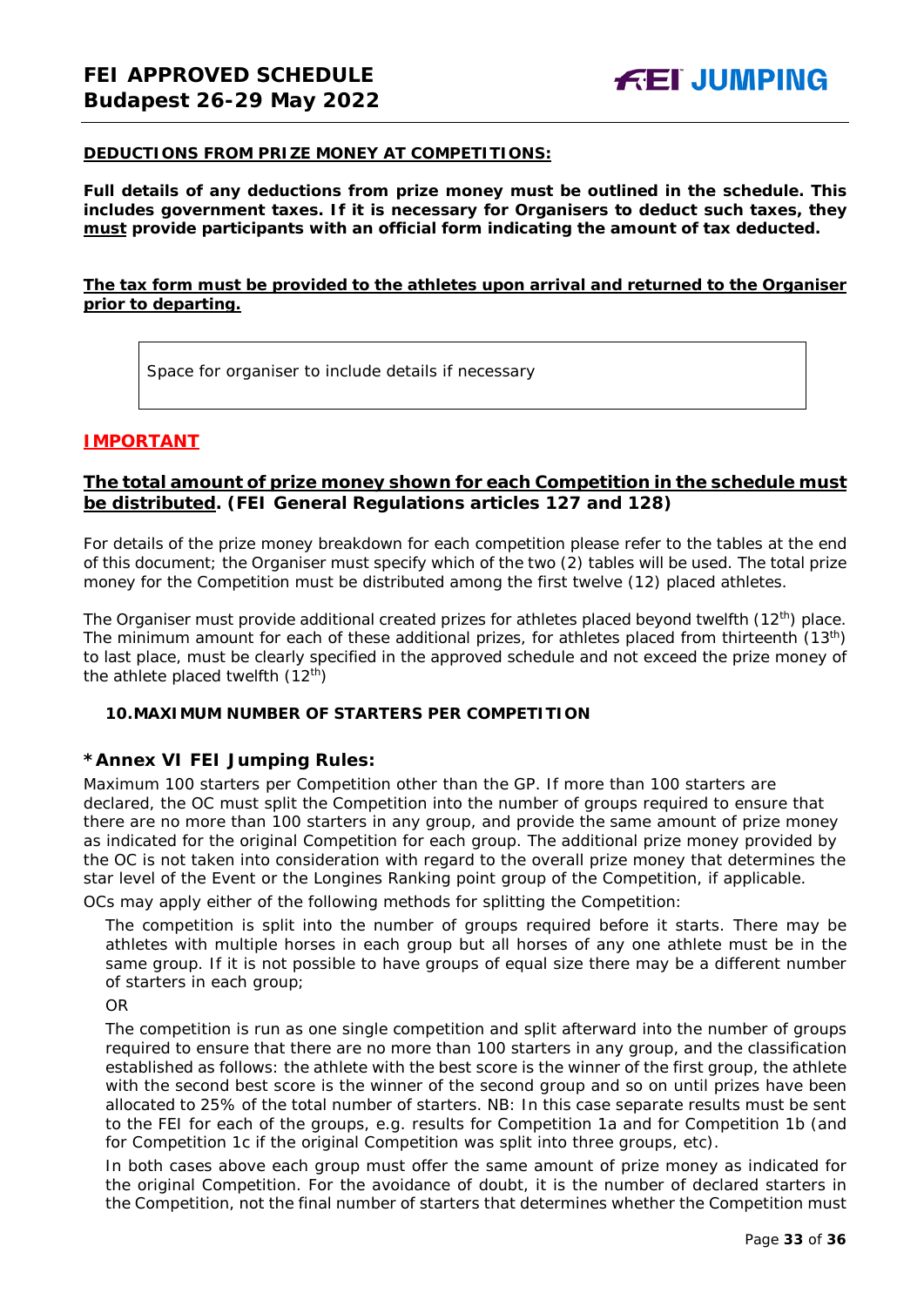**DEDUCTIONS FROM PRIZE MONEY AT COMPETITIONS:**

**Full details of any deductions from prize money must be outlined in the schedule. This includes government taxes. If it is necessary for Organisers to deduct such taxes, they must provide participants with an official form indicating the amount of tax deducted.**

**The tax form must be provided to the athletes upon arrival and returned to the Organiser prior to departing.**

| Space for organiser to include details if necessary |
|---|

## IMPORTANT

**The total amount of prize money shown for each Competition in the schedule must be distributed. (FEI General Regulations articles 127 and 128)**

For details of the prize money breakdown for each competition please refer to the tables at the end of this document; the Organiser must specify which of the two (2) tables will be used. The total prize money for the Competition must be distributed among the first twelve (12) placed athletes.

The Organiser must provide additional created prizes for athletes placed beyond twelfth (12th) place. The minimum amount for each of these additional prizes, for athletes placed from thirteenth (13th) to last place, must be clearly specified in the approved schedule and not exceed the prize money of the athlete placed twelfth (12th)

### 10. MAXIMUM NUMBER OF STARTERS PER COMPETITION

### *Annex VI FEI Jumping Rules:

Maximum 100 starters per Competition other than the GP. If more than 100 starters are declared, the OC must split the Competition into the number of groups required to ensure that there are no more than 100 starters in any group, and provide the same amount of prize money as indicated for the original Competition for each group. The additional prize money provided by the OC is not taken into consideration with regard to the overall prize money that determines the star level of the Event or the Longines Ranking point group of the Competition, if applicable.

OCs may apply either of the following methods for splitting the Competition:

The competition is split into the number of groups required before it starts. There may be athletes with multiple horses in each group but all horses of any one athlete must be in the same group. If it is not possible to have groups of equal size there may be a different number of starters in each group;

OR

The competition is run as one single competition and split afterward into the number of groups required to ensure that there are no more than 100 starters in any group, and the classification established as follows: the athlete with the best score is the winner of the first group, the athlete with the second best score is the winner of the second group and so on until prizes have been allocated to 25% of the total number of starters. NB: In this case separate results must be sent to the FEI for each of the groups, e.g. results for Competition 1a and for Competition 1b (and for Competition 1c if the original Competition was split into three groups, etc).

In both cases above each group must offer the same amount of prize money as indicated for the original Competition. For the avoidance of doubt, it is the number of declared starters in the Competition, not the final number of starters that determines whether the Competition must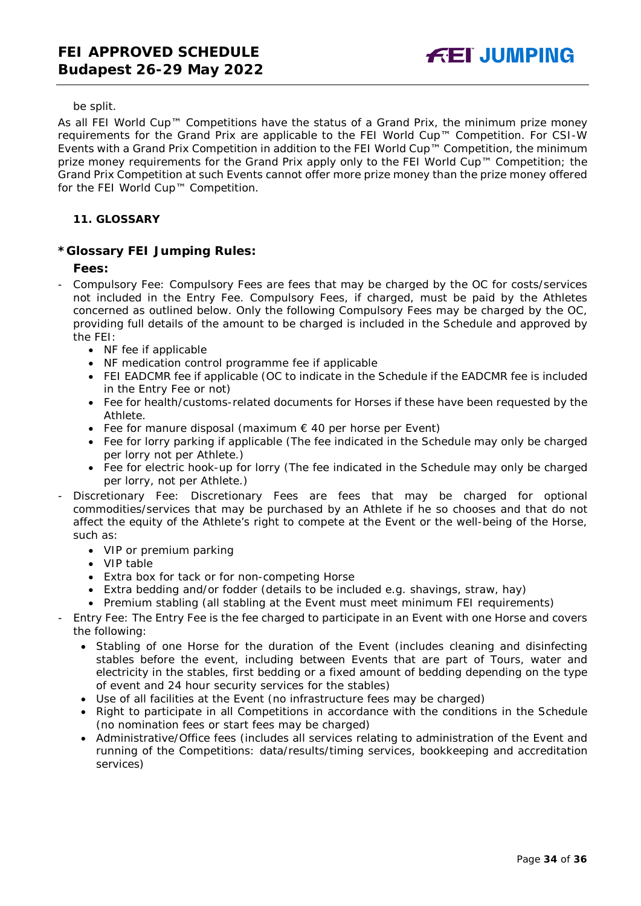be split.

As all FEI World Cup™ Competitions have the status of a Grand Prix, the minimum prize money requirements for the Grand Prix are applicable to the FEI World Cup™ Competition. For CSI-W Events with a Grand Prix Competition in addition to the FEI World Cup™ Competition, the minimum prize money requirements for the Grand Prix apply only to the FEI World Cup™ Competition; the Grand Prix Competition at such Events cannot offer more prize money than the prize money offered for the FEI World Cup™ Competition.

### 11. GLOSSARY

### *Glossary FEI Jumping Rules:

**Fees:**

- Compulsory Fee: Compulsory Fees are fees that may be charged by the OC for costs/services not included in the Entry Fee. Compulsory Fees, if charged, must be paid by the Athletes concerned as outlined below. Only the following Compulsory Fees may be charged by the OC, providing full details of the amount to be charged is included in the Schedule and approved by the FEI:
  - NF fee if applicable
  - NF medication control programme fee if applicable
  - FEI EADCMR fee if applicable (OC to indicate in the Schedule if the EADCMR fee is included in the Entry Fee or not)
  - Fee for health/customs-related documents for Horses if these have been requested by the Athlete.
  - Fee for manure disposal (maximum € 40 per horse per Event)
  - Fee for lorry parking if applicable (The fee indicated in the Schedule may only be charged per lorry not per Athlete.)
  - Fee for electric hook-up for lorry (The fee indicated in the Schedule may only be charged per lorry, not per Athlete.)
- Discretionary Fee: Discretionary Fees are fees that may be charged for optional commodities/services that may be purchased by an Athlete if he so chooses and that do not affect the equity of the Athlete's right to compete at the Event or the well-being of the Horse, such as:
  - VIP or premium parking
  - VIP table
  - Extra box for tack or for non-competing Horse
  - Extra bedding and/or fodder (details to be included e.g. shavings, straw, hay)
  - Premium stabling (all stabling at the Event must meet minimum FEI requirements)
- Entry Fee: The Entry Fee is the fee charged to participate in an Event with one Horse and covers the following:
  - Stabling of one Horse for the duration of the Event (includes cleaning and disinfecting stables before the event, including between Events that are part of Tours, water and electricity in the stables, first bedding or a fixed amount of bedding depending on the type of event and 24 hour security services for the stables)
  - Use of all facilities at the Event (no infrastructure fees may be charged)
  - Right to participate in all Competitions in accordance with the conditions in the Schedule (no nomination fees or start fees may be charged)
  - Administrative/Office fees (includes all services relating to administration of the Event and running of the Competitions: data/results/timing services, bookkeeping and accreditation services)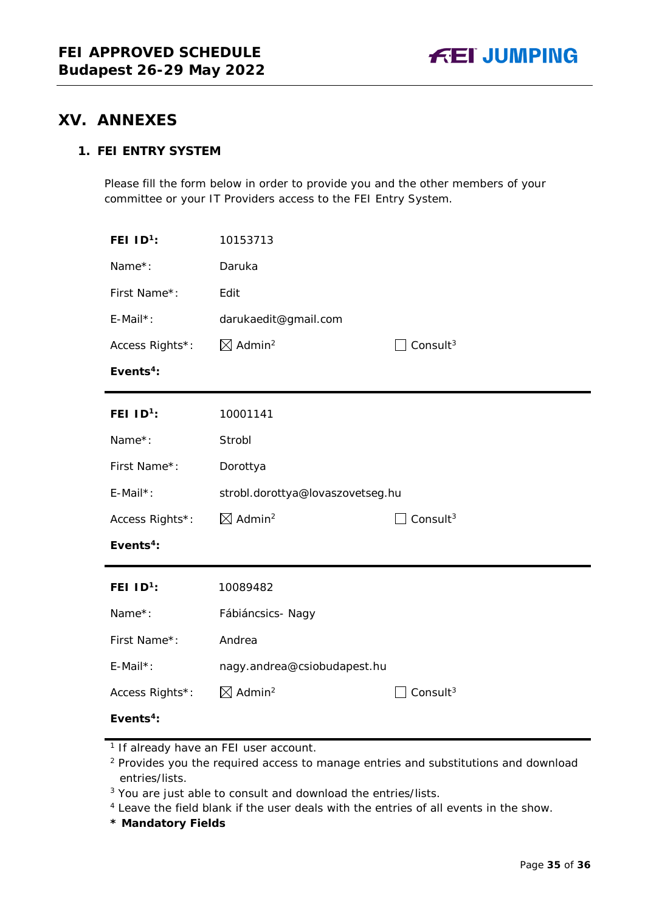## XV. ANNEXES

### 1. FEI ENTRY SYSTEM

Please fill the form below in order to provide you and the other members of your committee or your IT Providers access to the FEI Entry System.

| | | |
|---|---|---|
| **FEI ID[1]:** | 10153713 | |
| Name*: | Daruka | |
| First Name*: | Edit | |
| E-Mail*: | darukaedit@gmail.com | |
| Access Rights*: | ☒ Admin[2] | ☐ Consult[3] |
| **Events[4]:** | | |

| | | |
|---|---|---|
| **FEI ID[1]:** | 10001141 | |
| Name*: | Strobl | |
| First Name*: | Dorottya | |
| E-Mail*: | strobl.dorottya@lovaszovetseg.hu | |
| Access Rights*: | ☒ Admin[2] | ☐ Consult[3] |
| **Events[4]:** | | |

| | | |
|---|---|---|
| **FEI ID[1]:** | 10089482 | |
| Name*: | Fábiáncsics- Nagy | |
| First Name*: | Andrea | |
| E-Mail*: | nagy.andrea@csiobudapest.hu | |
| Access Rights*: | ☒ Admin[2] | ☐ Consult[3] |
| **Events[4]:** | | |

[1] If already have an FEI user account.

[2] Provides you the required access to manage entries and substitutions and download entries/lists.

[3] You are just able to consult and download the entries/lists.

[4] Leave the field blank if the user deals with the entries of all events in the show.

**\* Mandatory Fields**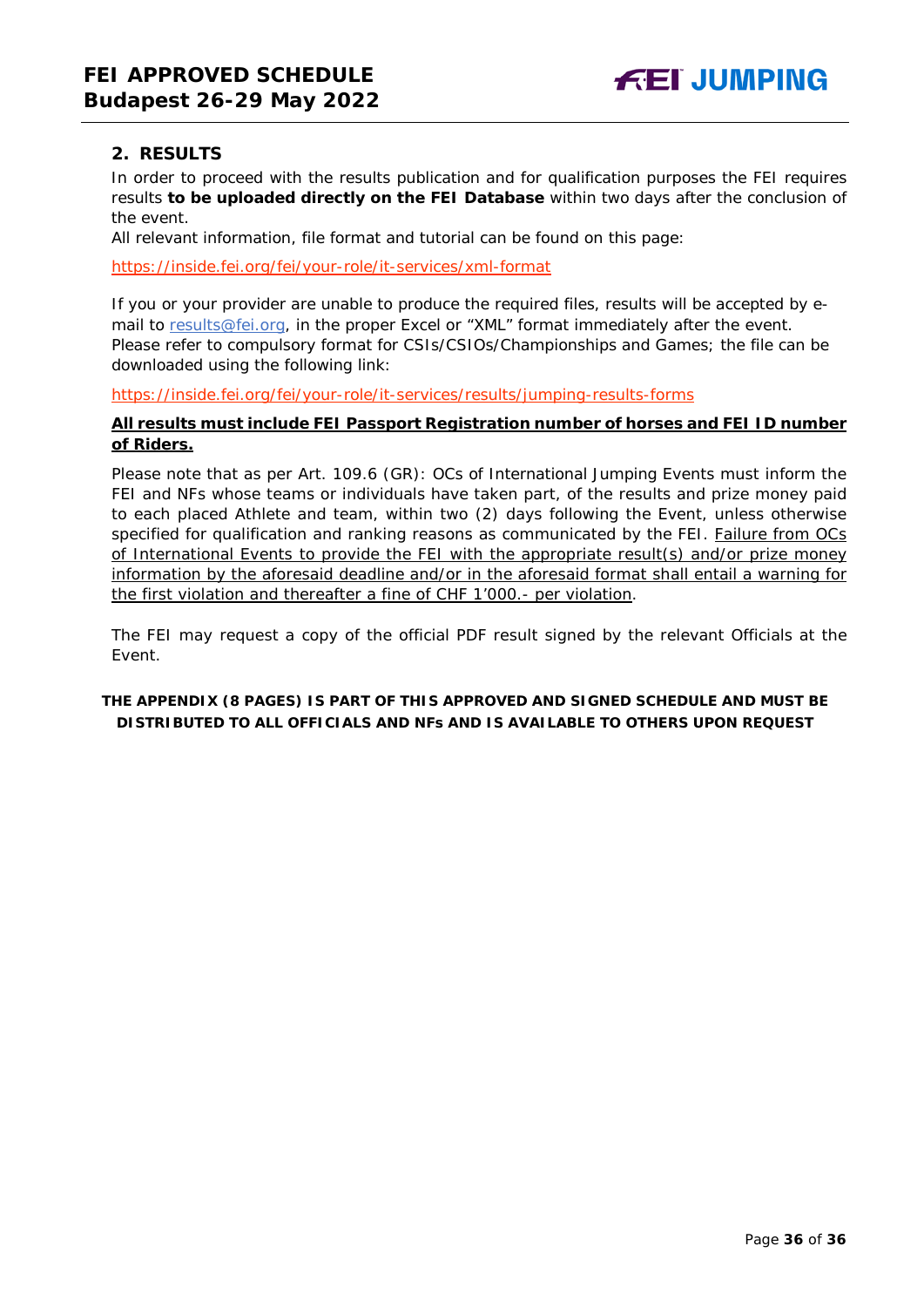## 2. RESULTS

In order to proceed with the results publication and for qualification purposes the FEI requires results **to be uploaded directly on the FEI Database** within two days after the conclusion of the event.
All relevant information, file format and tutorial can be found on this page:

https://inside.fei.org/fei/your-role/it-services/xml-format

If you or your provider are unable to produce the required files, results will be accepted by e-mail to results@fei.org, in the proper Excel or "XML" format immediately after the event.
Please refer to compulsory format for CSIs/CSIOs/Championships and Games; the file can be downloaded using the following link:

https://inside.fei.org/fei/your-role/it-services/results/jumping-results-forms

**All results must include FEI Passport Registration number of horses and FEI ID number of Riders.**

Please note that as per Art. 109.6 (GR): OCs of International Jumping Events must inform the FEI and NFs whose teams or individuals have taken part, of the results and prize money paid to each placed Athlete and team, within two (2) days following the Event, unless otherwise specified for qualification and ranking reasons as communicated by the FEI. Failure from OCs of International Events to provide the FEI with the appropriate result(s) and/or prize money information by the aforesaid deadline and/or in the aforesaid format shall entail a warning for the first violation and thereafter a fine of CHF 1'000.- per violation.

The FEI may request a copy of the official PDF result signed by the relevant Officials at the Event.

**THE APPENDIX (8 PAGES) IS PART OF THIS APPROVED AND SIGNED SCHEDULE AND MUST BE DISTRIBUTED TO ALL OFFICIALS AND NFs AND IS AVAILABLE TO OTHERS UPON REQUEST**